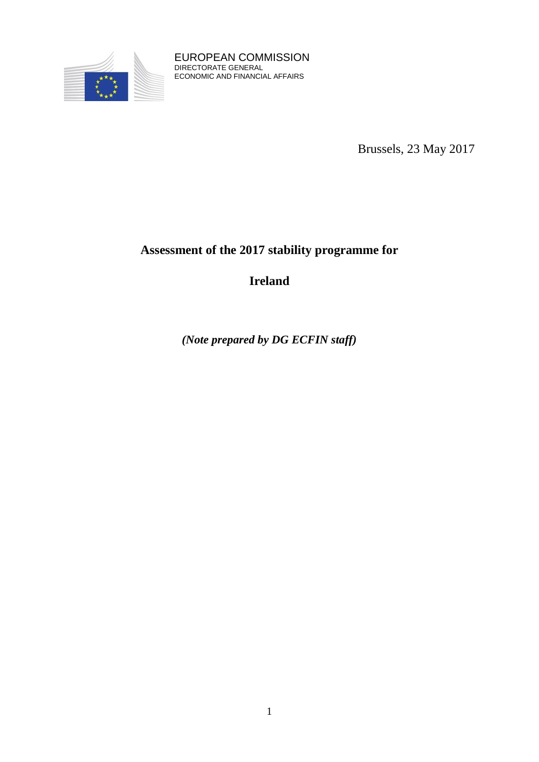EUROPEAN COMMISSION
DIRECTORATE GENERAL
ECONOMIC AND FINANCIAL AFFAIRS

Brussels, 23 May 2017

# Assessment of the 2017 stability programme for

# Ireland

***(Note prepared by DG ECFIN staff)***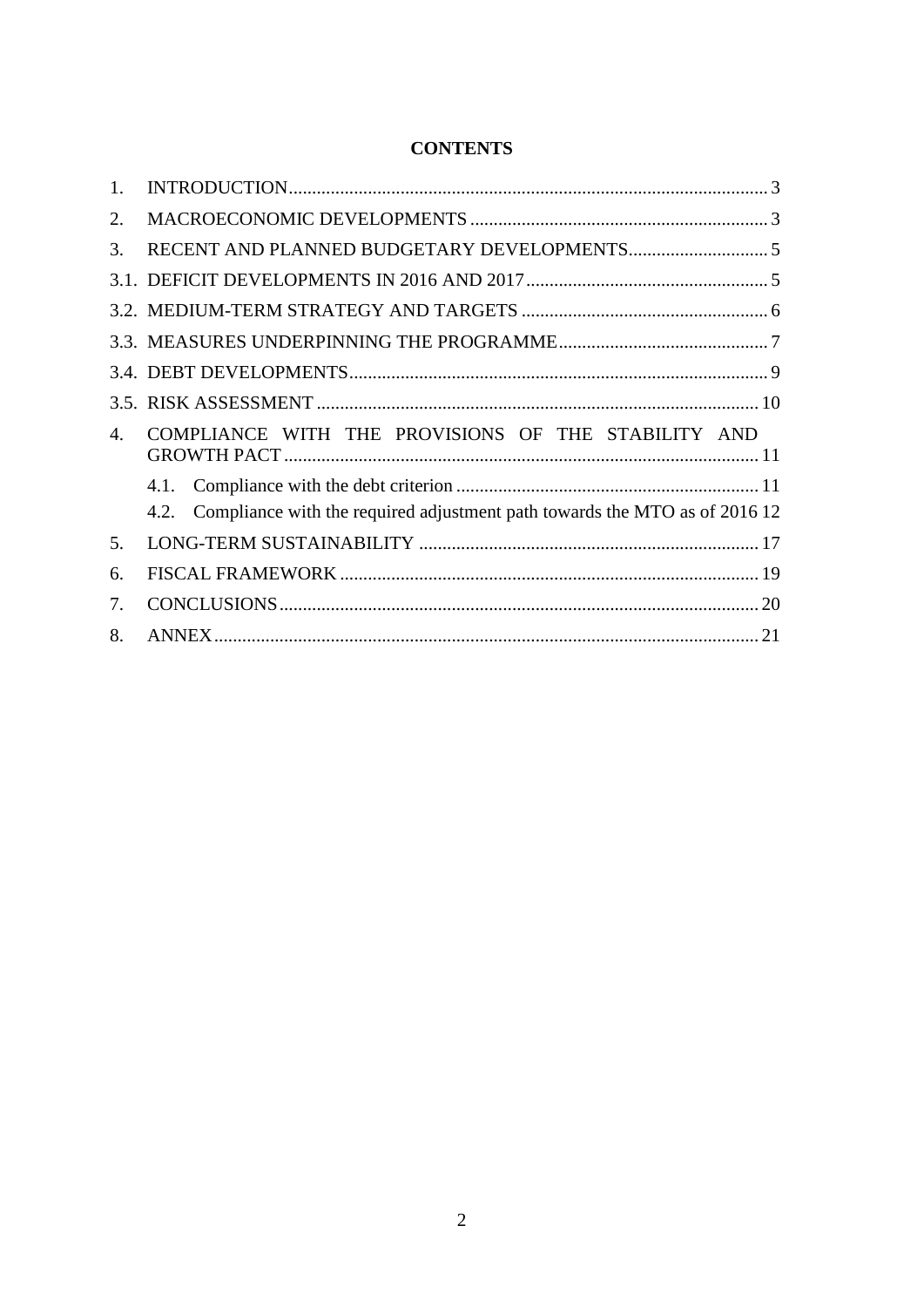**CONTENTS**

1. INTRODUCTION .......... 3
2. MACROECONOMIC DEVELOPMENTS .......... 3
3. RECENT AND PLANNED BUDGETARY DEVELOPMENTS .......... 5
3.1. DEFICIT DEVELOPMENTS IN 2016 AND 2017 .......... 5
3.2. MEDIUM-TERM STRATEGY AND TARGETS .......... 6
3.3. MEASURES UNDERPINNING THE PROGRAMME .......... 7
3.4. DEBT DEVELOPMENTS .......... 9
3.5. RISK ASSESSMENT .......... 10
4. COMPLIANCE WITH THE PROVISIONS OF THE STABILITY AND GROWTH PACT .......... 11
    - 4.1. Compliance with the debt criterion .......... 11
    - 4.2. Compliance with the required adjustment path towards the MTO as of 2016 .......... 12
5. LONG-TERM SUSTAINABILITY .......... 17
6. FISCAL FRAMEWORK .......... 19
7. CONCLUSIONS .......... 20
8. ANNEX .......... 21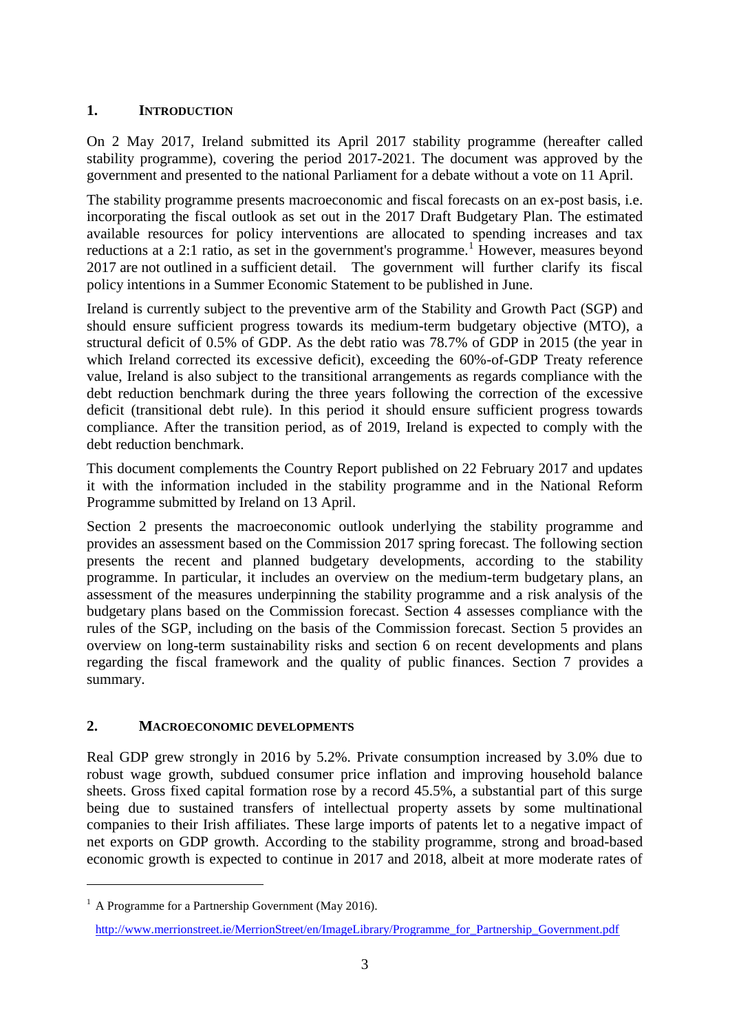## 1. INTRODUCTION

On 2 May 2017, Ireland submitted its April 2017 stability programme (hereafter called stability programme), covering the period 2017-2021. The document was approved by the government and presented to the national Parliament for a debate without a vote on 11 April.

The stability programme presents macroeconomic and fiscal forecasts on an ex-post basis, i.e. incorporating the fiscal outlook as set out in the 2017 Draft Budgetary Plan. The estimated available resources for policy interventions are allocated to spending increases and tax reductions at a 2:1 ratio, as set in the government's programme.[1] However, measures beyond 2017 are not outlined in a sufficient detail. The government will further clarify its fiscal policy intentions in a Summer Economic Statement to be published in June.

Ireland is currently subject to the preventive arm of the Stability and Growth Pact (SGP) and should ensure sufficient progress towards its medium-term budgetary objective (MTO), a structural deficit of 0.5% of GDP. As the debt ratio was 78.7% of GDP in 2015 (the year in which Ireland corrected its excessive deficit), exceeding the 60%-of-GDP Treaty reference value, Ireland is also subject to the transitional arrangements as regards compliance with the debt reduction benchmark during the three years following the correction of the excessive deficit (transitional debt rule). In this period it should ensure sufficient progress towards compliance. After the transition period, as of 2019, Ireland is expected to comply with the debt reduction benchmark.

This document complements the Country Report published on 22 February 2017 and updates it with the information included in the stability programme and in the National Reform Programme submitted by Ireland on 13 April.

Section 2 presents the macroeconomic outlook underlying the stability programme and provides an assessment based on the Commission 2017 spring forecast. The following section presents the recent and planned budgetary developments, according to the stability programme. In particular, it includes an overview on the medium-term budgetary plans, an assessment of the measures underpinning the stability programme and a risk analysis of the budgetary plans based on the Commission forecast. Section 4 assesses compliance with the rules of the SGP, including on the basis of the Commission forecast. Section 5 provides an overview on long-term sustainability risks and section 6 on recent developments and plans regarding the fiscal framework and the quality of public finances. Section 7 provides a summary.

## 2. MACROECONOMIC DEVELOPMENTS

Real GDP grew strongly in 2016 by 5.2%. Private consumption increased by 3.0% due to robust wage growth, subdued consumer price inflation and improving household balance sheets. Gross fixed capital formation rose by a record 45.5%, a substantial part of this surge being due to sustained transfers of intellectual property assets by some multinational companies to their Irish affiliates. These large imports of patents let to a negative impact of net exports on GDP growth. According to the stability programme, strong and broad-based economic growth is expected to continue in 2017 and 2018, albeit at more moderate rates of

---

[1] A Programme for a Partnership Government (May 2016).

http://www.merrionstreet.ie/MerrionStreet/en/ImageLibrary/Programme_for_Partnership_Government.pdf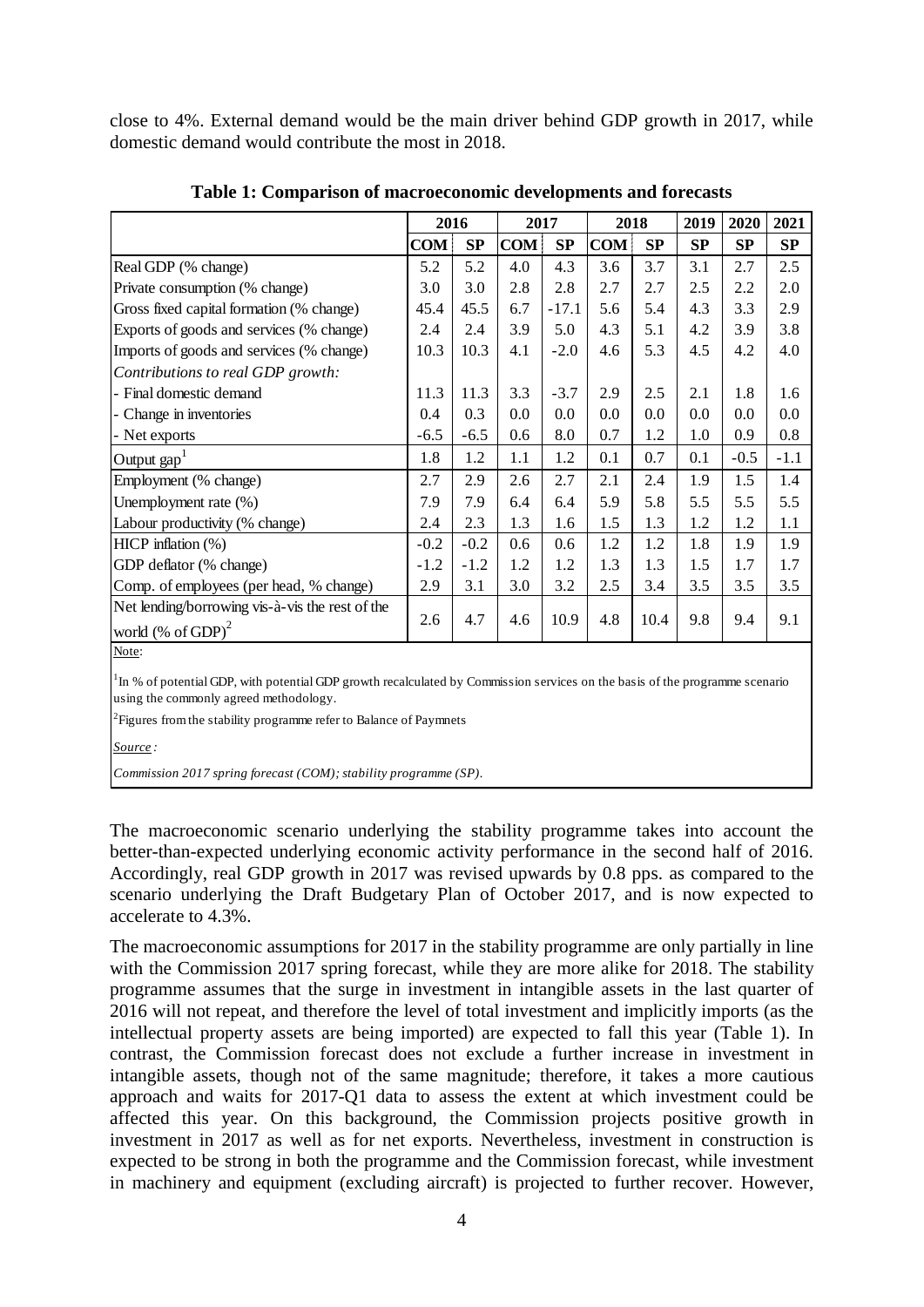close to 4%. External demand would be the main driver behind GDP growth in 2017, while domestic demand would contribute the most in 2018.

**Table 1: Comparison of macroeconomic developments and forecasts**

| | 2016 | | 2017 | | 2018 | | 2019 | 2020 | 2021 |
|---|---|---|---|---|---|---|---|---|---|
| | COM | SP | COM | SP | COM | SP | SP | SP | SP |
| Real GDP (% change) | 5.2 | 5.2 | 4.0 | 4.3 | 3.6 | 3.7 | 3.1 | 2.7 | 2.5 |
| Private consumption (% change) | 3.0 | 3.0 | 2.8 | 2.8 | 2.7 | 2.7 | 2.5 | 2.2 | 2.0 |
| Gross fixed capital formation (% change) | 45.4 | 45.5 | 6.7 | -17.1 | 5.6 | 5.4 | 4.3 | 3.3 | 2.9 |
| Exports of goods and services (% change) | 2.4 | 2.4 | 3.9 | 5.0 | 4.3 | 5.1 | 4.2 | 3.9 | 3.8 |
| Imports of goods and services (% change) | 10.3 | 10.3 | 4.1 | -2.0 | 4.6 | 5.3 | 4.5 | 4.2 | 4.0 |
| *Contributions to real GDP growth:* | | | | | | | | | |
| - Final domestic demand | 11.3 | 11.3 | 3.3 | -3.7 | 2.9 | 2.5 | 2.1 | 1.8 | 1.6 |
| - Change in inventories | 0.4 | 0.3 | 0.0 | 0.0 | 0.0 | 0.0 | 0.0 | 0.0 | 0.0 |
| - Net exports | -6.5 | -6.5 | 0.6 | 8.0 | 0.7 | 1.2 | 1.0 | 0.9 | 0.8 |
| Output gap[1] | 1.8 | 1.2 | 1.1 | 1.2 | 0.1 | 0.7 | 0.1 | -0.5 | -1.1 |
| Employment (% change) | 2.7 | 2.9 | 2.6 | 2.7 | 2.1 | 2.4 | 1.9 | 1.5 | 1.4 |
| Unemployment rate (%) | 7.9 | 7.9 | 6.4 | 6.4 | 5.9 | 5.8 | 5.5 | 5.5 | 5.5 |
| Labour productivity (% change) | 2.4 | 2.3 | 1.3 | 1.6 | 1.5 | 1.3 | 1.2 | 1.2 | 1.1 |
| HICP inflation (%) | -0.2 | -0.2 | 0.6 | 0.6 | 1.2 | 1.2 | 1.8 | 1.9 | 1.9 |
| GDP deflator (% change) | -1.2 | -1.2 | 1.2 | 1.2 | 1.3 | 1.3 | 1.5 | 1.7 | 1.7 |
| Comp. of employees (per head, % change) | 2.9 | 3.1 | 3.0 | 3.2 | 2.5 | 3.4 | 3.5 | 3.5 | 3.5 |
| Net lending/borrowing vis-à-vis the rest of the world (% of GDP)[2] | 2.6 | 4.7 | 4.6 | 10.9 | 4.8 | 10.4 | 9.8 | 9.4 | 9.1 |

Note:

[1] In % of potential GDP, with potential GDP growth recalculated by Commission services on the basis of the programme scenario using the commonly agreed methodology.

[2] Figures from the stability programme refer to Balance of Paymnets

*Source*:

*Commission 2017 spring forecast (COM); stability programme (SP).*

The macroeconomic scenario underlying the stability programme takes into account the better-than-expected underlying economic activity performance in the second half of 2016. Accordingly, real GDP growth in 2017 was revised upwards by 0.8 pps. as compared to the scenario underlying the Draft Budgetary Plan of October 2017, and is now expected to accelerate to 4.3%.

The macroeconomic assumptions for 2017 in the stability programme are only partially in line with the Commission 2017 spring forecast, while they are more alike for 2018. The stability programme assumes that the surge in investment in intangible assets in the last quarter of 2016 will not repeat, and therefore the level of total investment and implicitly imports (as the intellectual property assets are being imported) are expected to fall this year (Table 1). In contrast, the Commission forecast does not exclude a further increase in investment in intangible assets, though not of the same magnitude; therefore, it takes a more cautious approach and waits for 2017-Q1 data to assess the extent at which investment could be affected this year. On this background, the Commission projects positive growth in investment in 2017 as well as for net exports. Nevertheless, investment in construction is expected to be strong in both the programme and the Commission forecast, while investment in machinery and equipment (excluding aircraft) is projected to further recover. However,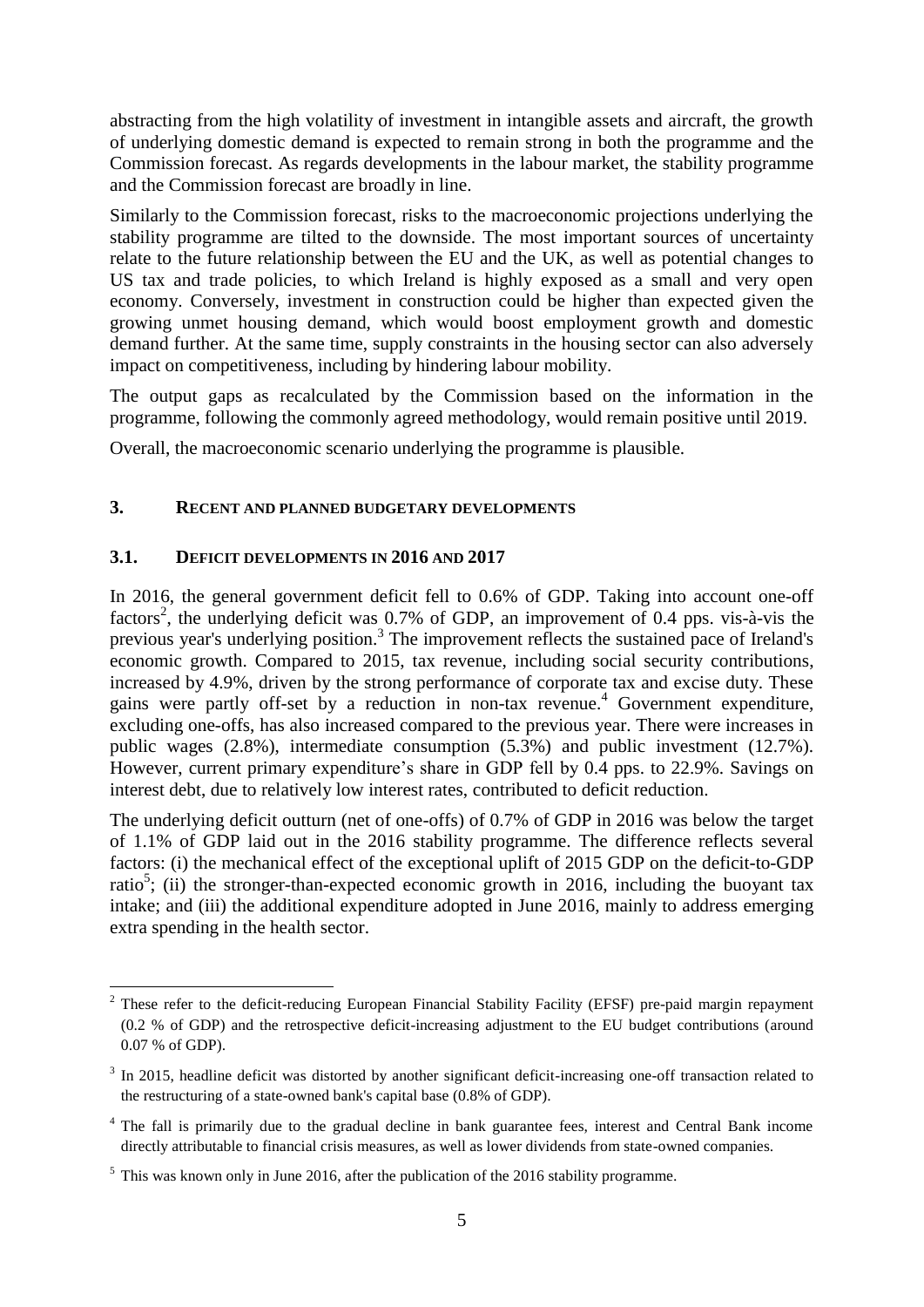abstracting from the high volatility of investment in intangible assets and aircraft, the growth of underlying domestic demand is expected to remain strong in both the programme and the Commission forecast. As regards developments in the labour market, the stability programme and the Commission forecast are broadly in line.

Similarly to the Commission forecast, risks to the macroeconomic projections underlying the stability programme are tilted to the downside. The most important sources of uncertainty relate to the future relationship between the EU and the UK, as well as potential changes to US tax and trade policies, to which Ireland is highly exposed as a small and very open economy. Conversely, investment in construction could be higher than expected given the growing unmet housing demand, which would boost employment growth and domestic demand further. At the same time, supply constraints in the housing sector can also adversely impact on competitiveness, including by hindering labour mobility.

The output gaps as recalculated by the Commission based on the information in the programme, following the commonly agreed methodology, would remain positive until 2019.

Overall, the macroeconomic scenario underlying the programme is plausible.

## 3. RECENT AND PLANNED BUDGETARY DEVELOPMENTS

### 3.1. DEFICIT DEVELOPMENTS IN 2016 AND 2017

In 2016, the general government deficit fell to 0.6% of GDP. Taking into account one-off factors[2], the underlying deficit was 0.7% of GDP, an improvement of 0.4 pps. vis-à-vis the previous year's underlying position.[3] The improvement reflects the sustained pace of Ireland's economic growth. Compared to 2015, tax revenue, including social security contributions, increased by 4.9%, driven by the strong performance of corporate tax and excise duty. These gains were partly off-set by a reduction in non-tax revenue.[4] Government expenditure, excluding one-offs, has also increased compared to the previous year. There were increases in public wages (2.8%), intermediate consumption (5.3%) and public investment (12.7%). However, current primary expenditure's share in GDP fell by 0.4 pps. to 22.9%. Savings on interest debt, due to relatively low interest rates, contributed to deficit reduction.

The underlying deficit outturn (net of one-offs) of 0.7% of GDP in 2016 was below the target of 1.1% of GDP laid out in the 2016 stability programme. The difference reflects several factors: (i) the mechanical effect of the exceptional uplift of 2015 GDP on the deficit-to-GDP ratio[5]; (ii) the stronger-than-expected economic growth in 2016, including the buoyant tax intake; and (iii) the additional expenditure adopted in June 2016, mainly to address emerging extra spending in the health sector.

---

[2] These refer to the deficit-reducing European Financial Stability Facility (EFSF) pre-paid margin repayment (0.2 % of GDP) and the retrospective deficit-increasing adjustment to the EU budget contributions (around 0.07 % of GDP).

[3] In 2015, headline deficit was distorted by another significant deficit-increasing one-off transaction related to the restructuring of a state-owned bank's capital base (0.8% of GDP).

[4] The fall is primarily due to the gradual decline in bank guarantee fees, interest and Central Bank income directly attributable to financial crisis measures, as well as lower dividends from state-owned companies.

[5] This was known only in June 2016, after the publication of the 2016 stability programme.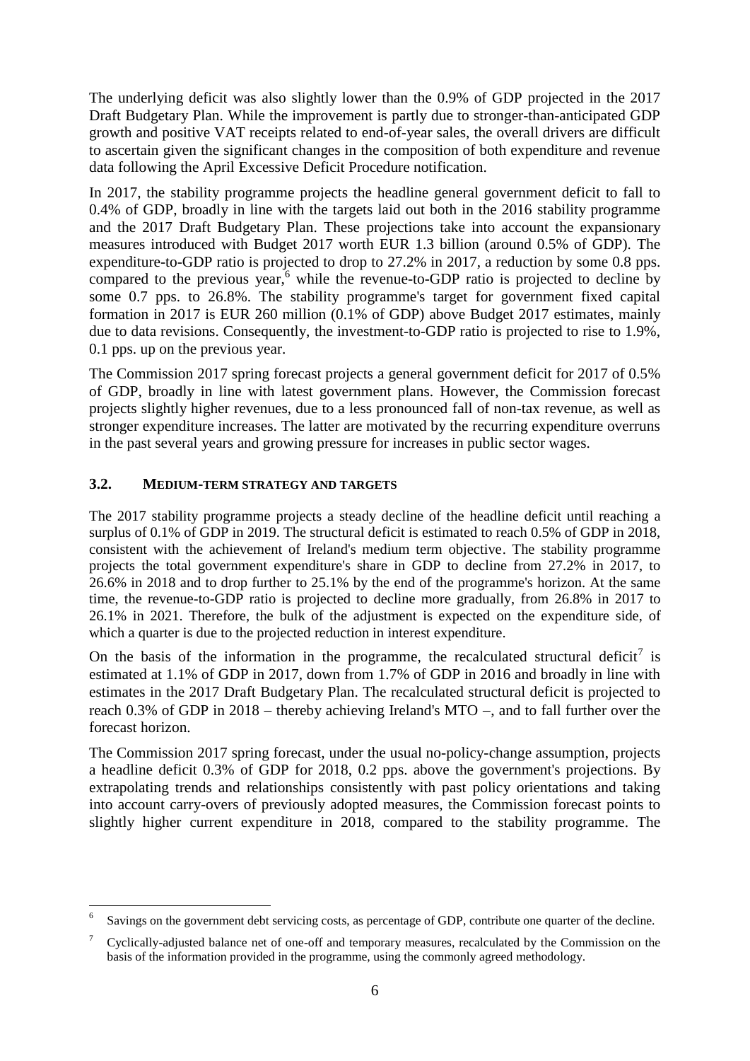The underlying deficit was also slightly lower than the 0.9% of GDP projected in the 2017 Draft Budgetary Plan. While the improvement is partly due to stronger-than-anticipated GDP growth and positive VAT receipts related to end-of-year sales, the overall drivers are difficult to ascertain given the significant changes in the composition of both expenditure and revenue data following the April Excessive Deficit Procedure notification.

In 2017, the stability programme projects the headline general government deficit to fall to 0.4% of GDP, broadly in line with the targets laid out both in the 2016 stability programme and the 2017 Draft Budgetary Plan. These projections take into account the expansionary measures introduced with Budget 2017 worth EUR 1.3 billion (around 0.5% of GDP). The expenditure-to-GDP ratio is projected to drop to 27.2% in 2017, a reduction by some 0.8 pps. compared to the previous year,[6] while the revenue-to-GDP ratio is projected to decline by some 0.7 pps. to 26.8%. The stability programme's target for government fixed capital formation in 2017 is EUR 260 million (0.1% of GDP) above Budget 2017 estimates, mainly due to data revisions. Consequently, the investment-to-GDP ratio is projected to rise to 1.9%, 0.1 pps. up on the previous year.

The Commission 2017 spring forecast projects a general government deficit for 2017 of 0.5% of GDP, broadly in line with latest government plans. However, the Commission forecast projects slightly higher revenues, due to a less pronounced fall of non-tax revenue, as well as stronger expenditure increases. The latter are motivated by the recurring expenditure overruns in the past several years and growing pressure for increases in public sector wages.

### 3.2. Medium-term strategy and targets

The 2017 stability programme projects a steady decline of the headline deficit until reaching a surplus of 0.1% of GDP in 2019. The structural deficit is estimated to reach 0.5% of GDP in 2018, consistent with the achievement of Ireland's medium term objective. The stability programme projects the total government expenditure's share in GDP to decline from 27.2% in 2017, to 26.6% in 2018 and to drop further to 25.1% by the end of the programme's horizon. At the same time, the revenue-to-GDP ratio is projected to decline more gradually, from 26.8% in 2017 to 26.1% in 2021. Therefore, the bulk of the adjustment is expected on the expenditure side, of which a quarter is due to the projected reduction in interest expenditure.

On the basis of the information in the programme, the recalculated structural deficit[7] is estimated at 1.1% of GDP in 2017, down from 1.7% of GDP in 2016 and broadly in line with estimates in the 2017 Draft Budgetary Plan. The recalculated structural deficit is projected to reach 0.3% of GDP in 2018 – thereby achieving Ireland's MTO –, and to fall further over the forecast horizon.

The Commission 2017 spring forecast, under the usual no-policy-change assumption, projects a headline deficit 0.3% of GDP for 2018, 0.2 pps. above the government's projections. By extrapolating trends and relationships consistently with past policy orientations and taking into account carry-overs of previously adopted measures, the Commission forecast points to slightly higher current expenditure in 2018, compared to the stability programme. The

---

[6] Savings on the government debt servicing costs, as percentage of GDP, contribute one quarter of the decline.

[7] Cyclically-adjusted balance net of one-off and temporary measures, recalculated by the Commission on the basis of the information provided in the programme, using the commonly agreed methodology.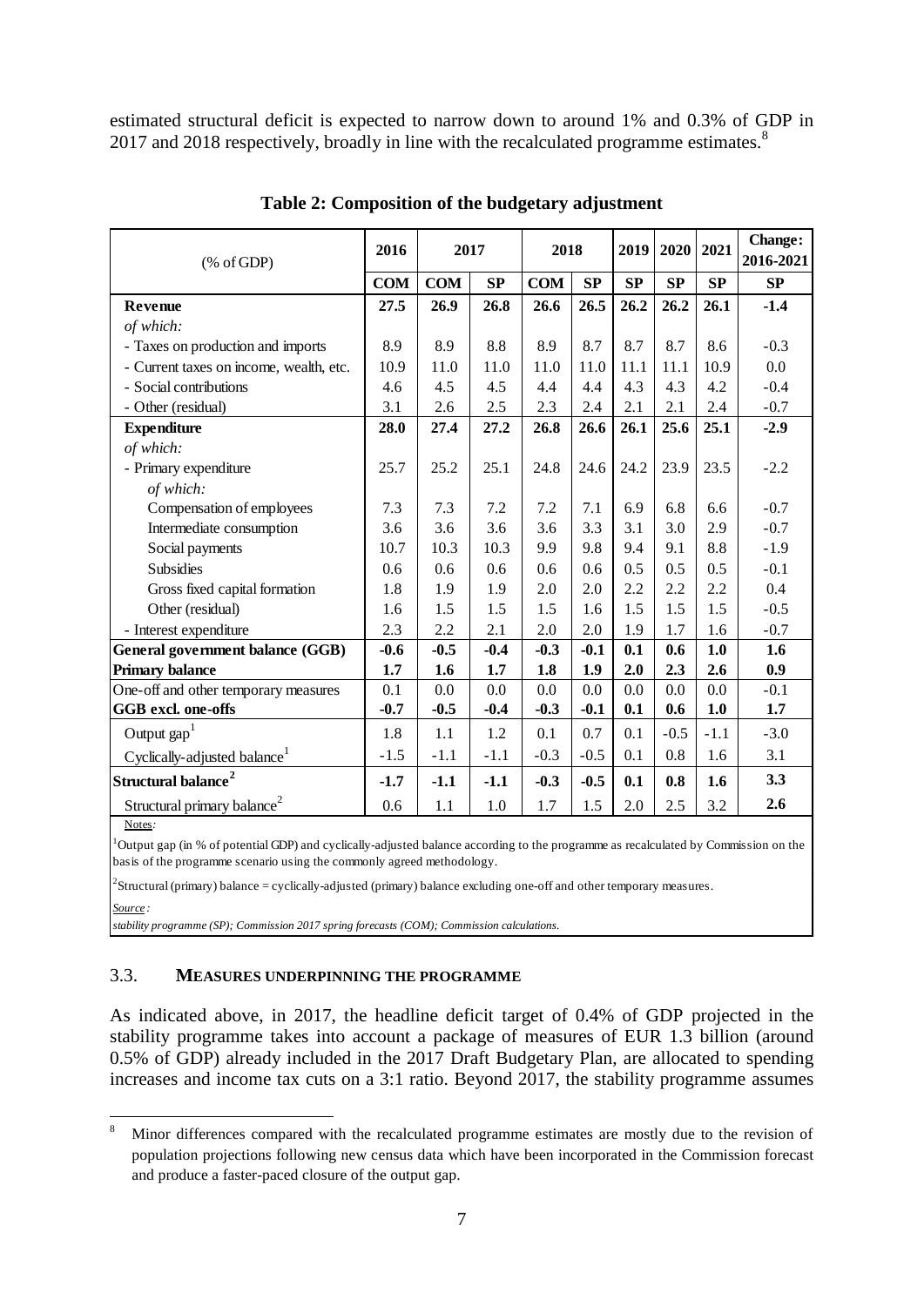estimated structural deficit is expected to narrow down to around 1% and 0.3% of GDP in 2017 and 2018 respectively, broadly in line with the recalculated programme estimates.[8]

**Table 2: Composition of the budgetary adjustment**

| (% of GDP) | 2016 | 2017 | | 2018 | | 2019 | 2020 | 2021 | Change: 2016-2021 |
|---|---|---|---|---|---|---|---|---|---|
| | COM | COM | SP | COM | SP | SP | SP | SP | SP |
| **Revenue** | **27.5** | **26.9** | **26.8** | **26.6** | **26.5** | **26.2** | **26.2** | **26.1** | **-1.4** |
| *of which:* | | | | | | | | | |
| - Taxes on production and imports | 8.9 | 8.9 | 8.8 | 8.9 | 8.7 | 8.7 | 8.7 | 8.6 | -0.3 |
| - Current taxes on income, wealth, etc. | 10.9 | 11.0 | 11.0 | 11.0 | 11.0 | 11.1 | 11.1 | 10.9 | 0.0 |
| - Social contributions | 4.6 | 4.5 | 4.5 | 4.4 | 4.4 | 4.3 | 4.3 | 4.2 | -0.4 |
| - Other (residual) | 3.1 | 2.6 | 2.5 | 2.3 | 2.4 | 2.1 | 2.1 | 2.4 | -0.7 |
| **Expenditure** | **28.0** | **27.4** | **27.2** | **26.8** | **26.6** | **26.1** | **25.6** | **25.1** | **-2.9** |
| *of which:* | | | | | | | | | |
| - Primary expenditure | 25.7 | 25.2 | 25.1 | 24.8 | 24.6 | 24.2 | 23.9 | 23.5 | -2.2 |
| *of which:* | | | | | | | | | |
| Compensation of employees | 7.3 | 7.3 | 7.2 | 7.2 | 7.1 | 6.9 | 6.8 | 6.6 | -0.7 |
| Intermediate consumption | 3.6 | 3.6 | 3.6 | 3.6 | 3.3 | 3.1 | 3.0 | 2.9 | -0.7 |
| Social payments | 10.7 | 10.3 | 10.3 | 9.9 | 9.8 | 9.4 | 9.1 | 8.8 | -1.9 |
| Subsidies | 0.6 | 0.6 | 0.6 | 0.6 | 0.6 | 0.5 | 0.5 | 0.5 | -0.1 |
| Gross fixed capital formation | 1.8 | 1.9 | 1.9 | 2.0 | 2.0 | 2.2 | 2.2 | 2.2 | 0.4 |
| Other (residual) | 1.6 | 1.5 | 1.5 | 1.5 | 1.6 | 1.5 | 1.5 | 1.5 | -0.5 |
| - Interest expenditure | 2.3 | 2.2 | 2.1 | 2.0 | 2.0 | 1.9 | 1.7 | 1.6 | -0.7 |
| **General government balance (GGB)** | **-0.6** | **-0.5** | **-0.4** | **-0.3** | **-0.1** | **0.1** | **0.6** | **1.0** | **1.6** |
| **Primary balance** | **1.7** | **1.6** | **1.7** | **1.8** | **1.9** | **2.0** | **2.3** | **2.6** | **0.9** |
| One-off and other temporary measures | 0.1 | 0.0 | 0.0 | 0.0 | 0.0 | 0.0 | 0.0 | 0.0 | -0.1 |
| **GGB excl. one-offs** | **-0.7** | **-0.5** | **-0.4** | **-0.3** | **-0.1** | **0.1** | **0.6** | **1.0** | **1.7** |
| Output gap[1] | 1.8 | 1.1 | 1.2 | 0.1 | 0.7 | 0.1 | -0.5 | -1.1 | -3.0 |
| Cyclically-adjusted balance[1] | -1.5 | -1.1 | -1.1 | -0.3 | -0.5 | 0.1 | 0.8 | 1.6 | 3.1 |
| **Structural balance[2]** | **-1.7** | **-1.1** | **-1.1** | **-0.3** | **-0.5** | **0.1** | **0.8** | **1.6** | **3.3** |
| Structural primary balance[2] | 0.6 | 1.1 | 1.0 | 1.7 | 1.5 | 2.0 | 2.5 | 3.2 | **2.6** |

Notes:

[1]Output gap (in % of potential GDP) and cyclically-adjusted balance according to the programme as recalculated by Commission on the basis of the programme scenario using the commonly agreed methodology.

[2]Structural (primary) balance = cyclically-adjusted (primary) balance excluding one-off and other temporary measures.

*Source:*

*stability programme (SP); Commission 2017 spring forecasts (COM); Commission calculations.*

### 3.3. MEASURES UNDERPINNING THE PROGRAMME

As indicated above, in 2017, the headline deficit target of 0.4% of GDP projected in the stability programme takes into account a package of measures of EUR 1.3 billion (around 0.5% of GDP) already included in the 2017 Draft Budgetary Plan, are allocated to spending increases and income tax cuts on a 3:1 ratio. Beyond 2017, the stability programme assumes

[8] Minor differences compared with the recalculated programme estimates are mostly due to the revision of population projections following new census data which have been incorporated in the Commission forecast and produce a faster-paced closure of the output gap.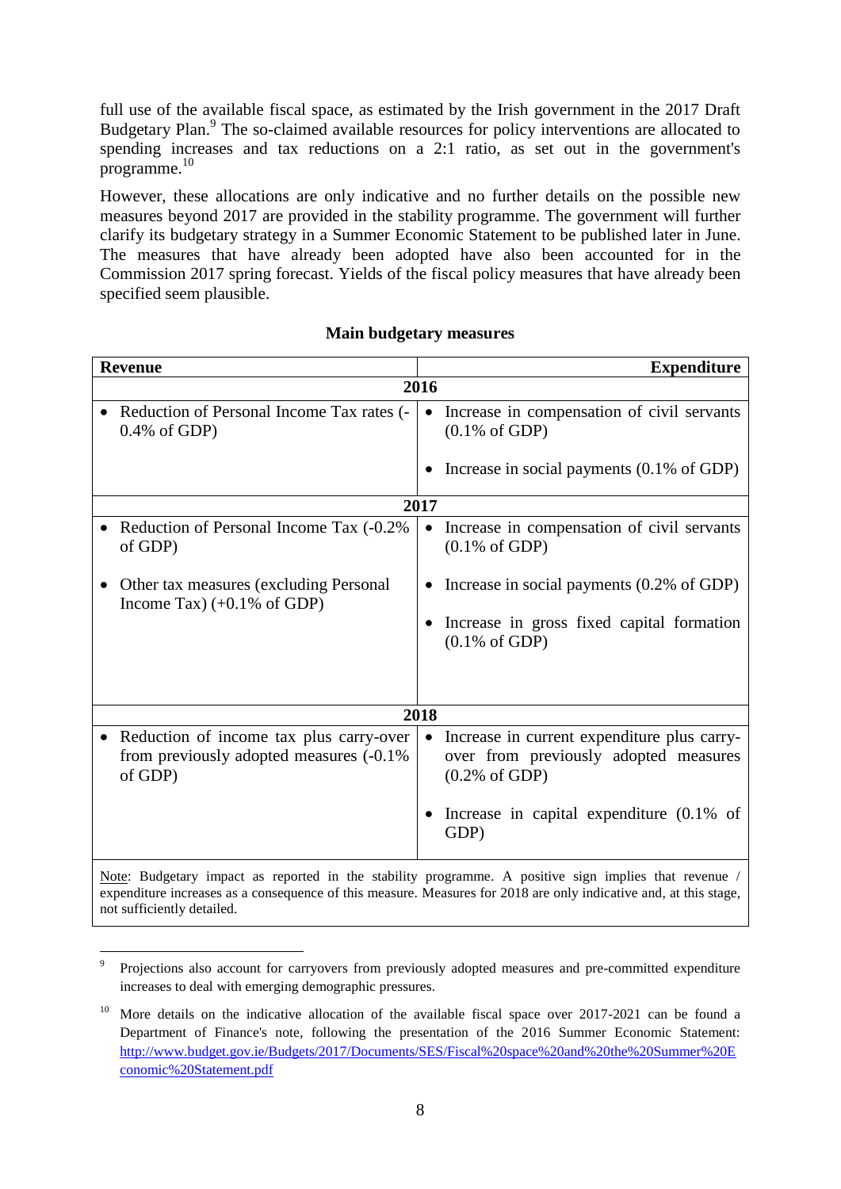full use of the available fiscal space, as estimated by the Irish government in the 2017 Draft Budgetary Plan.[9] The so-claimed available resources for policy interventions are allocated to spending increases and tax reductions on a 2:1 ratio, as set out in the government's programme.[10]

However, these allocations are only indicative and no further details on the possible new measures beyond 2017 are provided in the stability programme. The government will further clarify its budgetary strategy in a Summer Economic Statement to be published later in June. The measures that have already been adopted have also been accounted for in the Commission 2017 spring forecast. Yields of the fiscal policy measures that have already been specified seem plausible.

**Main budgetary measures**

| **Revenue** | **Expenditure** |
|---|---|
| **2016** | |
| • Reduction of Personal Income Tax rates (-0.4% of GDP) | • Increase in compensation of civil servants (0.1% of GDP)<br>• Increase in social payments (0.1% of GDP) |
| **2017** | |
| • Reduction of Personal Income Tax (-0.2% of GDP)<br>• Other tax measures (excluding Personal Income Tax) (+0.1% of GDP) | • Increase in compensation of civil servants (0.1% of GDP)<br>• Increase in social payments (0.2% of GDP)<br>• Increase in gross fixed capital formation (0.1% of GDP) |
| **2018** | |
| • Reduction of income tax plus carry-over from previously adopted measures (-0.1% of GDP) | • Increase in current expenditure plus carry-over from previously adopted measures (0.2% of GDP)<br>• Increase in capital expenditure (0.1% of GDP) |

Note: Budgetary impact as reported in the stability programme. A positive sign implies that revenue / expenditure increases as a consequence of this measure. Measures for 2018 are only indicative and, at this stage, not sufficiently detailed.

---

[9] Projections also account for carryovers from previously adopted measures and pre-committed expenditure increases to deal with emerging demographic pressures.

[10] More details on the indicative allocation of the available fiscal space over 2017-2021 can be found a Department of Finance's note, following the presentation of the 2016 Summer Economic Statement: http://www.budget.gov.ie/Budgets/2017/Documents/SES/Fiscal%20space%20and%20the%20Summer%20Economic%20Statement.pdf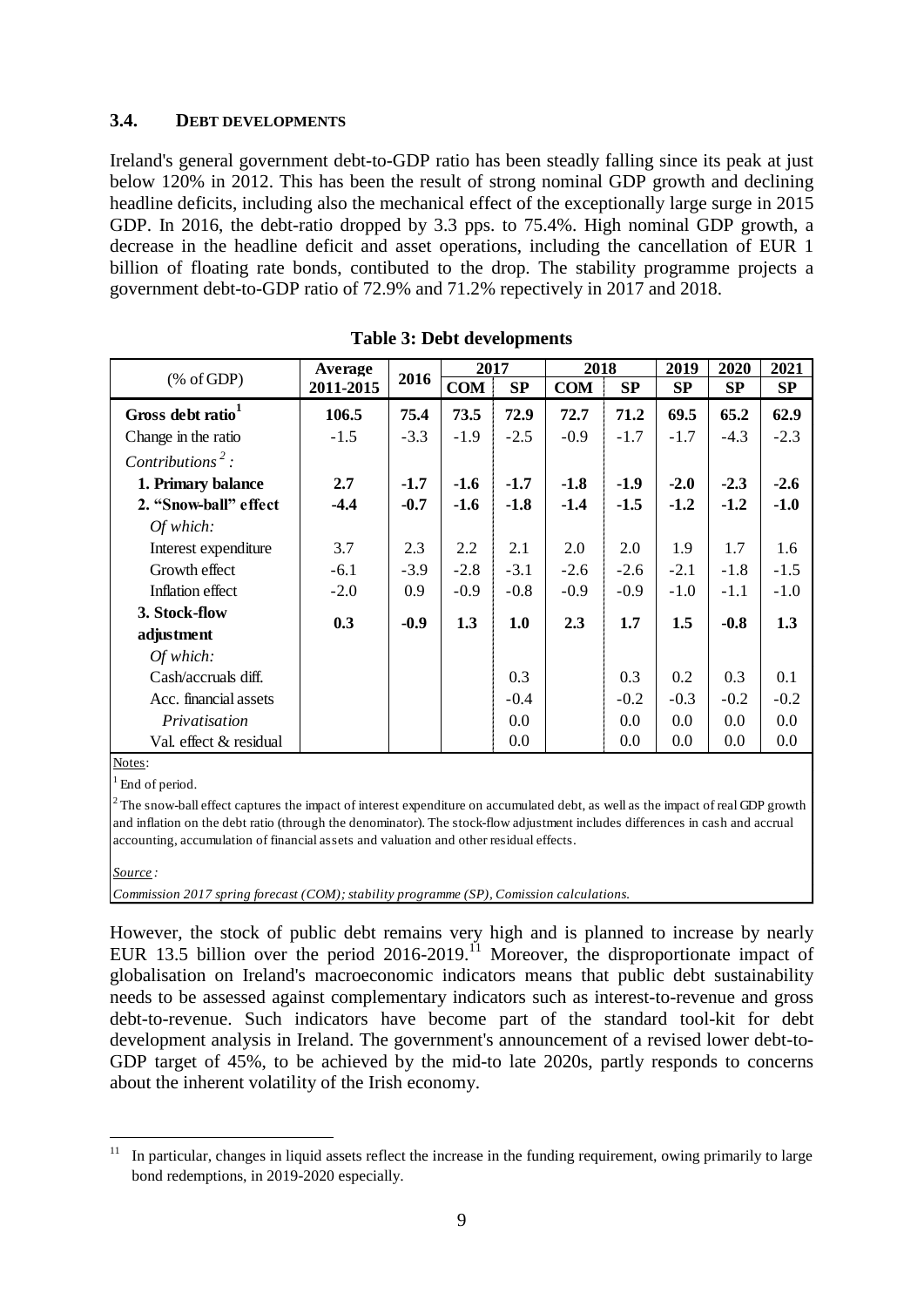### 3.4. DEBT DEVELOPMENTS

Ireland's general government debt-to-GDP ratio has been steadily falling since its peak at just below 120% in 2012. This has been the result of strong nominal GDP growth and declining headline deficits, including also the mechanical effect of the exceptionally large surge in 2015 GDP. In 2016, the debt-ratio dropped by 3.3 pps. to 75.4%. High nominal GDP growth, a decrease in the headline deficit and asset operations, including the cancellation of EUR 1 billion of floating rate bonds, contibuted to the drop. The stability programme projects a government debt-to-GDP ratio of 72.9% and 71.2% repectively in 2017 and 2018.

**Table 3: Debt developments**

| (% of GDP) | Average 2011-2015 | 2016 | 2017 | | 2018 | | 2019 | 2020 | 2021 |
|---|---|---|---|---|---|---|---|---|---|
| | | | COM | SP | COM | SP | SP | SP | SP |
| **Gross debt ratio[1]** | **106.5** | **75.4** | **73.5** | **72.9** | **72.7** | **71.2** | **69.5** | **65.2** | **62.9** |
| Change in the ratio | -1.5 | -3.3 | -1.9 | -2.5 | -0.9 | -1.7 | -1.7 | -4.3 | -2.3 |
| *Contributions [2] :* | | | | | | | | | |
| **1. Primary balance** | **2.7** | **-1.7** | **-1.6** | **-1.7** | **-1.8** | **-1.9** | **-2.0** | **-2.3** | **-2.6** |
| **2. "Snow-ball" effect** | **-4.4** | **-0.7** | **-1.6** | **-1.8** | **-1.4** | **-1.5** | **-1.2** | **-1.2** | **-1.0** |
| *Of which:* | | | | | | | | | |
| Interest expenditure | 3.7 | 2.3 | 2.2 | 2.1 | 2.0 | 2.0 | 1.9 | 1.7 | 1.6 |
| Growth effect | -6.1 | -3.9 | -2.8 | -3.1 | -2.6 | -2.6 | -2.1 | -1.8 | -1.5 |
| Inflation effect | -2.0 | 0.9 | -0.9 | -0.8 | -0.9 | -0.9 | -1.0 | -1.1 | -1.0 |
| **3. Stock-flow adjustment** | **0.3** | **-0.9** | **1.3** | **1.0** | **2.3** | **1.7** | **1.5** | **-0.8** | **1.3** |
| *Of which:* | | | | | | | | | |
| Cash/accruals diff. | | | | 0.3 | | 0.3 | 0.2 | 0.3 | 0.1 |
| Acc. financial assets | | | | -0.4 | | -0.2 | -0.3 | -0.2 | -0.2 |
| *Privatisation* | | | | 0.0 | | 0.0 | 0.0 | 0.0 | 0.0 |
| Val. effect & residual | | | | 0.0 | | 0.0 | 0.0 | 0.0 | 0.0 |

Notes:

[1] End of period.

[2] The snow-ball effect captures the impact of interest expenditure on accumulated debt, as well as the impact of real GDP growth and inflation on the debt ratio (through the denominator). The stock-flow adjustment includes differences in cash and accrual accounting, accumulation of financial assets and valuation and other residual effects.

*Source :*

*Commission 2017 spring forecast (COM); stability programme (SP), Comission calculations.*

However, the stock of public debt remains very high and is planned to increase by nearly EUR 13.5 billion over the period 2016-2019.[11] Moreover, the disproportionate impact of globalisation on Ireland's macroeconomic indicators means that public debt sustainability needs to be assessed against complementary indicators such as interest-to-revenue and gross debt-to-revenue. Such indicators have become part of the standard tool-kit for debt development analysis in Ireland. The government's announcement of a revised lower debt-to-GDP target of 45%, to be achieved by the mid-to late 2020s, partly responds to concerns about the inherent volatility of the Irish economy.

[11] In particular, changes in liquid assets reflect the increase in the funding requirement, owing primarily to large bond redemptions, in 2019-2020 especially.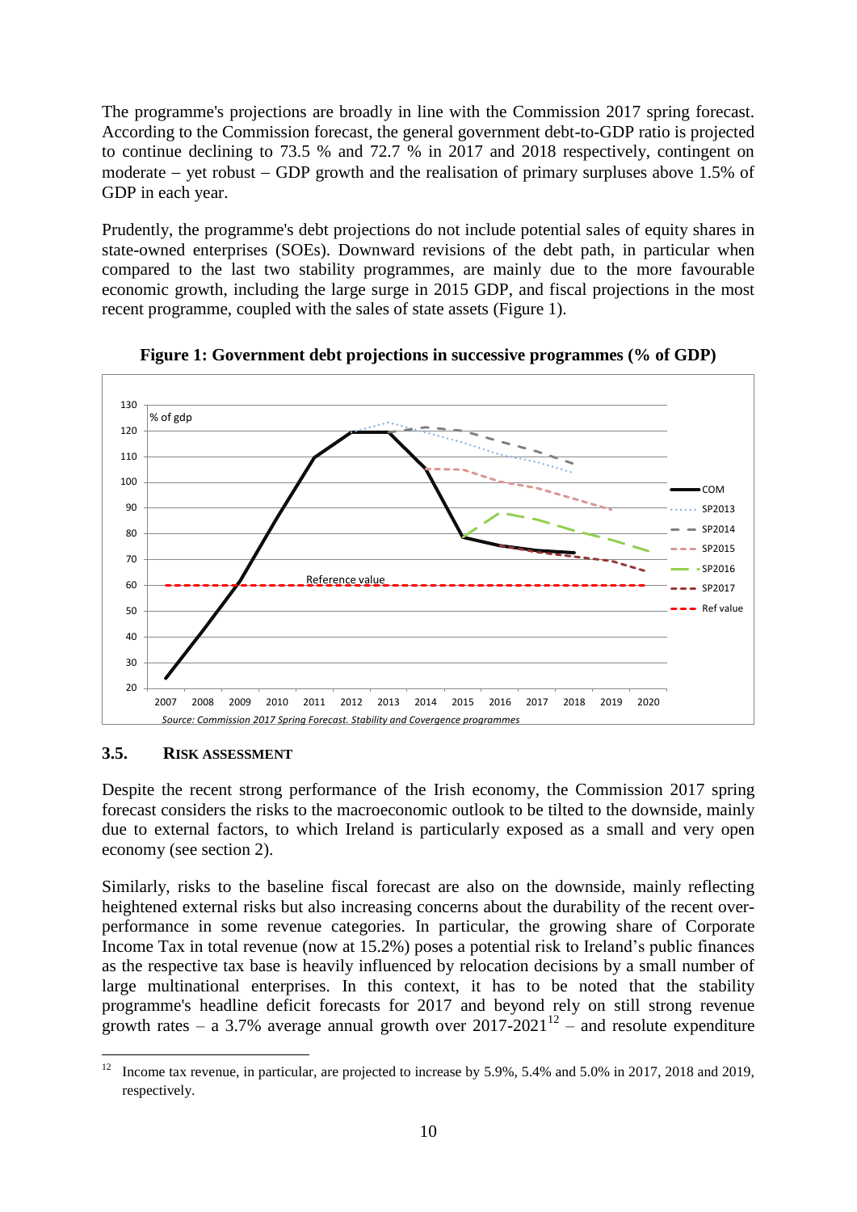The programme's projections are broadly in line with the Commission 2017 spring forecast. According to the Commission forecast, the general government debt-to-GDP ratio is projected to continue declining to 73.5 % and 72.7 % in 2017 and 2018 respectively, contingent on moderate – yet robust – GDP growth and the realisation of primary surpluses above 1.5% of GDP in each year.

Prudently, the programme's debt projections do not include potential sales of equity shares in state-owned enterprises (SOEs). Downward revisions of the debt path, in particular when compared to the last two stability programmes, are mainly due to the more favourable economic growth, including the large surge in 2015 GDP, and fiscal projections in the most recent programme, coupled with the sales of state assets (Figure 1).

**Figure 1: Government debt projections in successive programmes (% of GDP)**

*Source: Commission 2017 Spring Forecast. Stability and Convergence programmes*

### 3.5. RISK ASSESSMENT

Despite the recent strong performance of the Irish economy, the Commission 2017 spring forecast considers the risks to the macroeconomic outlook to be tilted to the downside, mainly due to external factors, to which Ireland is particularly exposed as a small and very open economy (see section 2).

Similarly, risks to the baseline fiscal forecast are also on the downside, mainly reflecting heightened external risks but also increasing concerns about the durability of the recent over-performance in some revenue categories. In particular, the growing share of Corporate Income Tax in total revenue (now at 15.2%) poses a potential risk to Ireland's public finances as the respective tax base is heavily influenced by relocation decisions by a small number of large multinational enterprises. In this context, it has to be noted that the stability programme's headline deficit forecasts for 2017 and beyond rely on still strong revenue growth rates – a 3.7% average annual growth over 2017-2021[12] – and resolute expenditure

[12] Income tax revenue, in particular, are projected to increase by 5.9%, 5.4% and 5.0% in 2017, 2018 and 2019, respectively.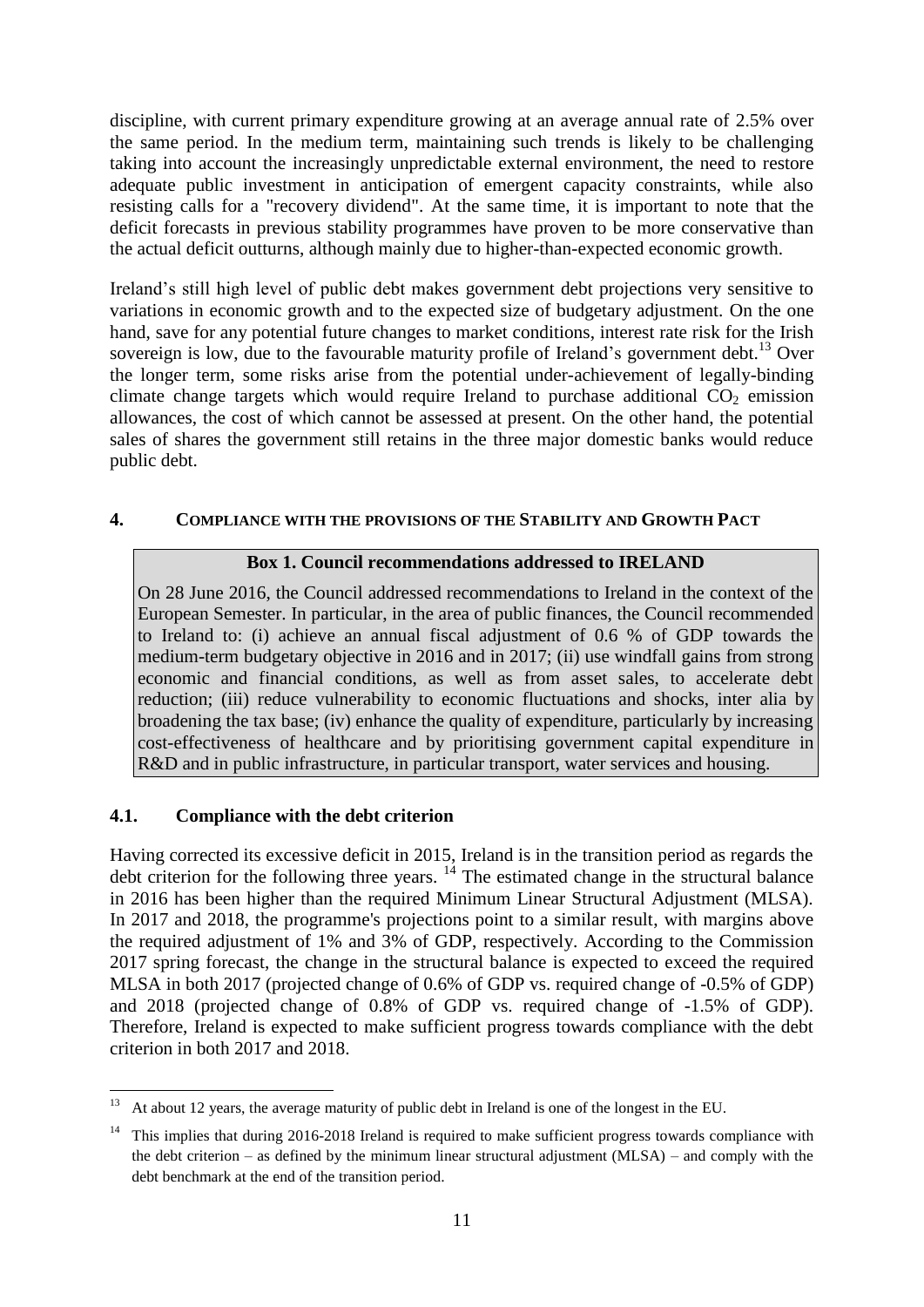discipline, with current primary expenditure growing at an average annual rate of 2.5% over the same period. In the medium term, maintaining such trends is likely to be challenging taking into account the increasingly unpredictable external environment, the need to restore adequate public investment in anticipation of emergent capacity constraints, while also resisting calls for a "recovery dividend". At the same time, it is important to note that the deficit forecasts in previous stability programmes have proven to be more conservative than the actual deficit outturns, although mainly due to higher-than-expected economic growth.

Ireland's still high level of public debt makes government debt projections very sensitive to variations in economic growth and to the expected size of budgetary adjustment. On the one hand, save for any potential future changes to market conditions, interest rate risk for the Irish sovereign is low, due to the favourable maturity profile of Ireland's government debt.[13] Over the longer term, some risks arise from the potential under-achievement of legally-binding climate change targets which would require Ireland to purchase additional $CO_2$ emission allowances, the cost of which cannot be assessed at present. On the other hand, the potential sales of shares the government still retains in the three major domestic banks would reduce public debt.

## 4. COMPLIANCE WITH THE PROVISIONS OF THE STABILITY AND GROWTH PACT

> **Box 1. Council recommendations addressed to IRELAND**
>
> On 28 June 2016, the Council addressed recommendations to Ireland in the context of the European Semester. In particular, in the area of public finances, the Council recommended to Ireland to: (i) achieve an annual fiscal adjustment of 0.6 % of GDP towards the medium-term budgetary objective in 2016 and in 2017; (ii) use windfall gains from strong economic and financial conditions, as well as from asset sales, to accelerate debt reduction; (iii) reduce vulnerability to economic fluctuations and shocks, inter alia by broadening the tax base; (iv) enhance the quality of expenditure, particularly by increasing cost-effectiveness of healthcare and by prioritising government capital expenditure in R&D and in public infrastructure, in particular transport, water services and housing.

### 4.1. Compliance with the debt criterion

Having corrected its excessive deficit in 2015, Ireland is in the transition period as regards the debt criterion for the following three years. [14] The estimated change in the structural balance in 2016 has been higher than the required Minimum Linear Structural Adjustment (MLSA). In 2017 and 2018, the programme's projections point to a similar result, with margins above the required adjustment of 1% and 3% of GDP, respectively. According to the Commission 2017 spring forecast, the change in the structural balance is expected to exceed the required MLSA in both 2017 (projected change of 0.6% of GDP vs. required change of -0.5% of GDP) and 2018 (projected change of 0.8% of GDP vs. required change of -1.5% of GDP). Therefore, Ireland is expected to make sufficient progress towards compliance with the debt criterion in both 2017 and 2018.

---

[13] At about 12 years, the average maturity of public debt in Ireland is one of the longest in the EU.

[14] This implies that during 2016-2018 Ireland is required to make sufficient progress towards compliance with the debt criterion – as defined by the minimum linear structural adjustment (MLSA) – and comply with the debt benchmark at the end of the transition period.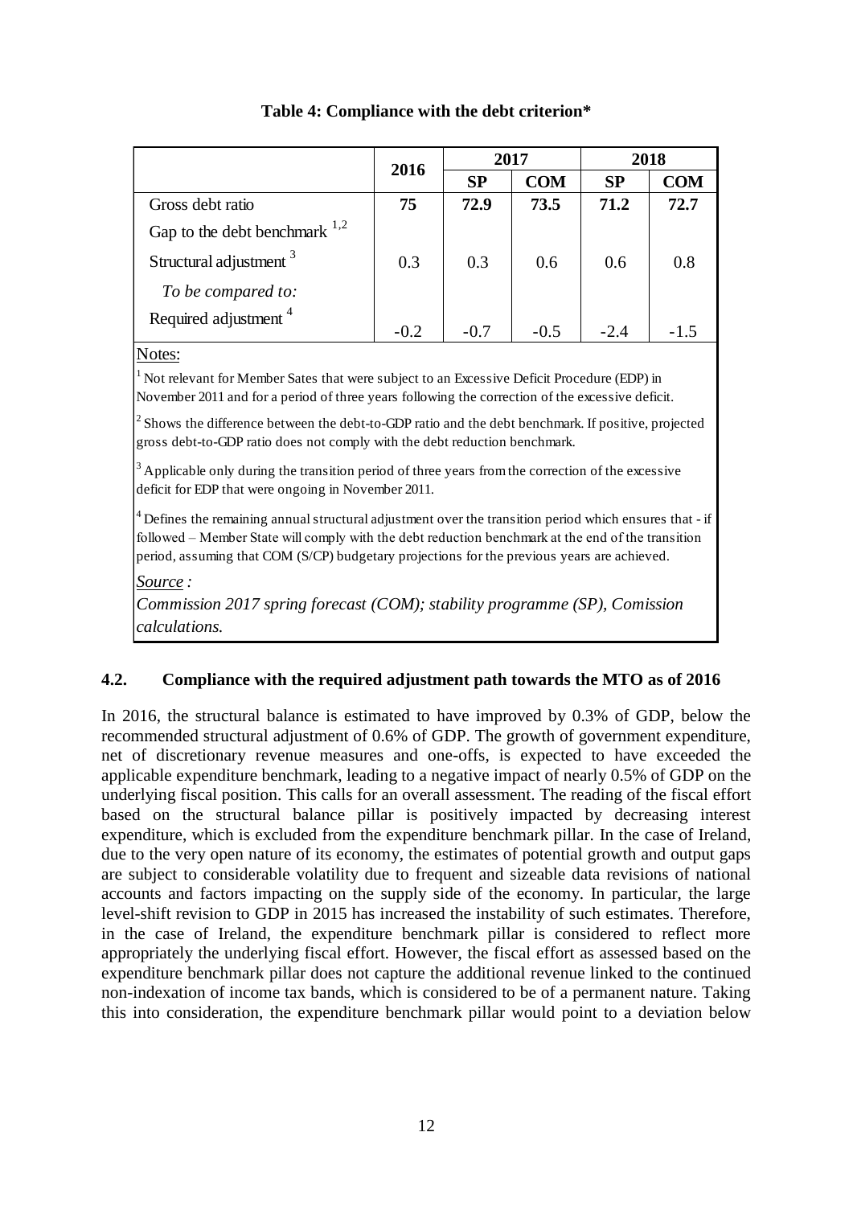**Table 4: Compliance with the debt criterion***

| | 2016 | 2017 | | 2018 | |
|---|---|---|---|---|---|
| | | **SP** | **COM** | **SP** | **COM** |
| Gross debt ratio | **75** | **72.9** | **73.5** | **71.2** | **72.7** |
| Gap to the debt benchmark [1,2] | | | | | |
| Structural adjustment [3] | 0.3 | 0.3 | 0.6 | 0.6 | 0.8 |
| *To be compared to:* | | | | | |
| Required adjustment [4] | -0.2 | -0.7 | -0.5 | -2.4 | -1.5 |

Notes:

[1] Not relevant for Member Sates that were subject to an Excessive Deficit Procedure (EDP) in November 2011 and for a period of three years following the correction of the excessive deficit.

[2] Shows the difference between the debt-to-GDP ratio and the debt benchmark. If positive, projected gross debt-to-GDP ratio does not comply with the debt reduction benchmark.

[3] Applicable only during the transition period of three years from the correction of the excessive deficit for EDP that were ongoing in November 2011.

[4] Defines the remaining annual structural adjustment over the transition period which ensures that - if followed – Member State will comply with the debt reduction benchmark at the end of the transition period, assuming that COM (S/CP) budgetary projections for the previous years are achieved.

*Source :*

*Commission 2017 spring forecast (COM); stability programme (SP), Comission calculations.*

### 4.2. Compliance with the required adjustment path towards the MTO as of 2016

In 2016, the structural balance is estimated to have improved by 0.3% of GDP, below the recommended structural adjustment of 0.6% of GDP. The growth of government expenditure, net of discretionary revenue measures and one-offs, is expected to have exceeded the applicable expenditure benchmark, leading to a negative impact of nearly 0.5% of GDP on the underlying fiscal position. This calls for an overall assessment. The reading of the fiscal effort based on the structural balance pillar is positively impacted by decreasing interest expenditure, which is excluded from the expenditure benchmark pillar. In the case of Ireland, due to the very open nature of its economy, the estimates of potential growth and output gaps are subject to considerable volatility due to frequent and sizeable data revisions of national accounts and factors impacting on the supply side of the economy. In particular, the large level-shift revision to GDP in 2015 has increased the instability of such estimates. Therefore, in the case of Ireland, the expenditure benchmark pillar is considered to reflect more appropriately the underlying fiscal effort. However, the fiscal effort as assessed based on the expenditure benchmark pillar does not capture the additional revenue linked to the continued non-indexation of income tax bands, which is considered to be of a permanent nature. Taking this into consideration, the expenditure benchmark pillar would point to a deviation below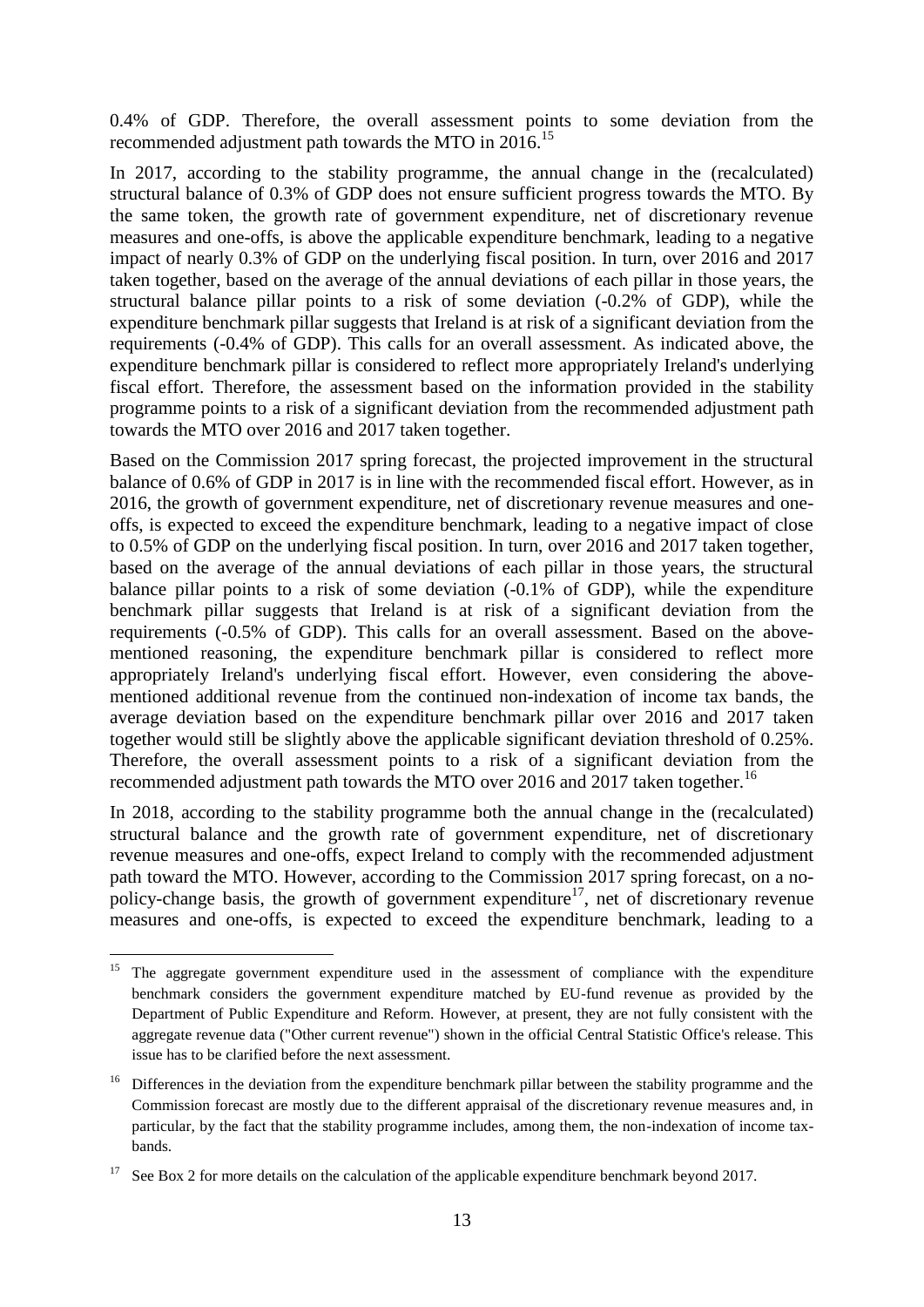0.4% of GDP. Therefore, the overall assessment points to some deviation from the recommended adjustment path towards the MTO in 2016.[15]

In 2017, according to the stability programme, the annual change in the (recalculated) structural balance of 0.3% of GDP does not ensure sufficient progress towards the MTO. By the same token, the growth rate of government expenditure, net of discretionary revenue measures and one-offs, is above the applicable expenditure benchmark, leading to a negative impact of nearly 0.3% of GDP on the underlying fiscal position. In turn, over 2016 and 2017 taken together, based on the average of the annual deviations of each pillar in those years, the structural balance pillar points to a risk of some deviation (-0.2% of GDP), while the expenditure benchmark pillar suggests that Ireland is at risk of a significant deviation from the requirements (-0.4% of GDP). This calls for an overall assessment. As indicated above, the expenditure benchmark pillar is considered to reflect more appropriately Ireland's underlying fiscal effort. Therefore, the assessment based on the information provided in the stability programme points to a risk of a significant deviation from the recommended adjustment path towards the MTO over 2016 and 2017 taken together.

Based on the Commission 2017 spring forecast, the projected improvement in the structural balance of 0.6% of GDP in 2017 is in line with the recommended fiscal effort. However, as in 2016, the growth of government expenditure, net of discretionary revenue measures and one-offs, is expected to exceed the expenditure benchmark, leading to a negative impact of close to 0.5% of GDP on the underlying fiscal position. In turn, over 2016 and 2017 taken together, based on the average of the annual deviations of each pillar in those years, the structural balance pillar points to a risk of some deviation (-0.1% of GDP), while the expenditure benchmark pillar suggests that Ireland is at risk of a significant deviation from the requirements (-0.5% of GDP). This calls for an overall assessment. Based on the above-mentioned reasoning, the expenditure benchmark pillar is considered to reflect more appropriately Ireland's underlying fiscal effort. However, even considering the above-mentioned additional revenue from the continued non-indexation of income tax bands, the average deviation based on the expenditure benchmark pillar over 2016 and 2017 taken together would still be slightly above the applicable significant deviation threshold of 0.25%. Therefore, the overall assessment points to a risk of a significant deviation from the recommended adjustment path towards the MTO over 2016 and 2017 taken together.[16]

In 2018, according to the stability programme both the annual change in the (recalculated) structural balance and the growth rate of government expenditure, net of discretionary revenue measures and one-offs, expect Ireland to comply with the recommended adjustment path toward the MTO. However, according to the Commission 2017 spring forecast, on a no-policy-change basis, the growth of government expenditure[17], net of discretionary revenue measures and one-offs, is expected to exceed the expenditure benchmark, leading to a

---

[15] The aggregate government expenditure used in the assessment of compliance with the expenditure benchmark considers the government expenditure matched by EU-fund revenue as provided by the Department of Public Expenditure and Reform. However, at present, they are not fully consistent with the aggregate revenue data ("Other current revenue") shown in the official Central Statistic Office's release. This issue has to be clarified before the next assessment.

[16] Differences in the deviation from the expenditure benchmark pillar between the stability programme and the Commission forecast are mostly due to the different appraisal of the discretionary revenue measures and, in particular, by the fact that the stability programme includes, among them, the non-indexation of income tax-bands.

[17] See Box 2 for more details on the calculation of the applicable expenditure benchmark beyond 2017.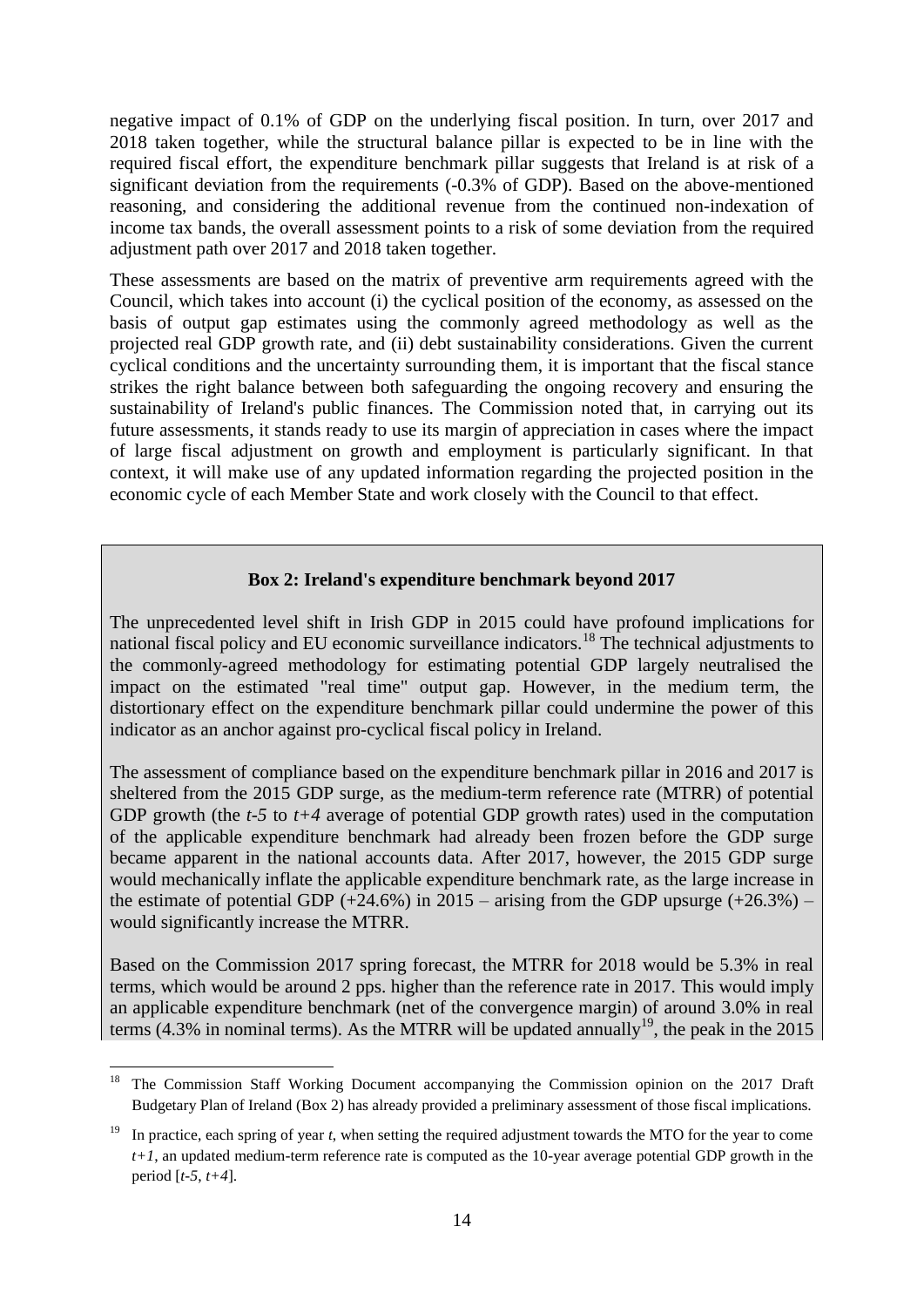negative impact of 0.1% of GDP on the underlying fiscal position. In turn, over 2017 and 2018 taken together, while the structural balance pillar is expected to be in line with the required fiscal effort, the expenditure benchmark pillar suggests that Ireland is at risk of a significant deviation from the requirements (-0.3% of GDP). Based on the above-mentioned reasoning, and considering the additional revenue from the continued non-indexation of income tax bands, the overall assessment points to a risk of some deviation from the required adjustment path over 2017 and 2018 taken together.

These assessments are based on the matrix of preventive arm requirements agreed with the Council, which takes into account (i) the cyclical position of the economy, as assessed on the basis of output gap estimates using the commonly agreed methodology as well as the projected real GDP growth rate, and (ii) debt sustainability considerations. Given the current cyclical conditions and the uncertainty surrounding them, it is important that the fiscal stance strikes the right balance between both safeguarding the ongoing recovery and ensuring the sustainability of Ireland's public finances. The Commission noted that, in carrying out its future assessments, it stands ready to use its margin of appreciation in cases where the impact of large fiscal adjustment on growth and employment is particularly significant. In that context, it will make use of any updated information regarding the projected position in the economic cycle of each Member State and work closely with the Council to that effect.

**Box 2: Ireland's expenditure benchmark beyond 2017**

The unprecedented level shift in Irish GDP in 2015 could have profound implications for national fiscal policy and EU economic surveillance indicators.[18] The technical adjustments to the commonly-agreed methodology for estimating potential GDP largely neutralised the impact on the estimated "real time" output gap. However, in the medium term, the distortionary effect on the expenditure benchmark pillar could undermine the power of this indicator as an anchor against pro-cyclical fiscal policy in Ireland.

The assessment of compliance based on the expenditure benchmark pillar in 2016 and 2017 is sheltered from the 2015 GDP surge, as the medium-term reference rate (MTRR) of potential GDP growth (the *t-5* to *t+4* average of potential GDP growth rates) used in the computation of the applicable expenditure benchmark had already been frozen before the GDP surge became apparent in the national accounts data. After 2017, however, the 2015 GDP surge would mechanically inflate the applicable expenditure benchmark rate, as the large increase in the estimate of potential GDP (+24.6%) in 2015 – arising from the GDP upsurge (+26.3%) – would significantly increase the MTRR.

Based on the Commission 2017 spring forecast, the MTRR for 2018 would be 5.3% in real terms, which would be around 2 pps. higher than the reference rate in 2017. This would imply an applicable expenditure benchmark (net of the convergence margin) of around 3.0% in real terms (4.3% in nominal terms). As the MTRR will be updated annually[19], the peak in the 2015

---

[18] The Commission Staff Working Document accompanying the Commission opinion on the 2017 Draft Budgetary Plan of Ireland (Box 2) has already provided a preliminary assessment of those fiscal implications.

[19] In practice, each spring of year *t*, when setting the required adjustment towards the MTO for the year to come *t+1*, an updated medium-term reference rate is computed as the 10-year average potential GDP growth in the period [*t-5*, *t+4*].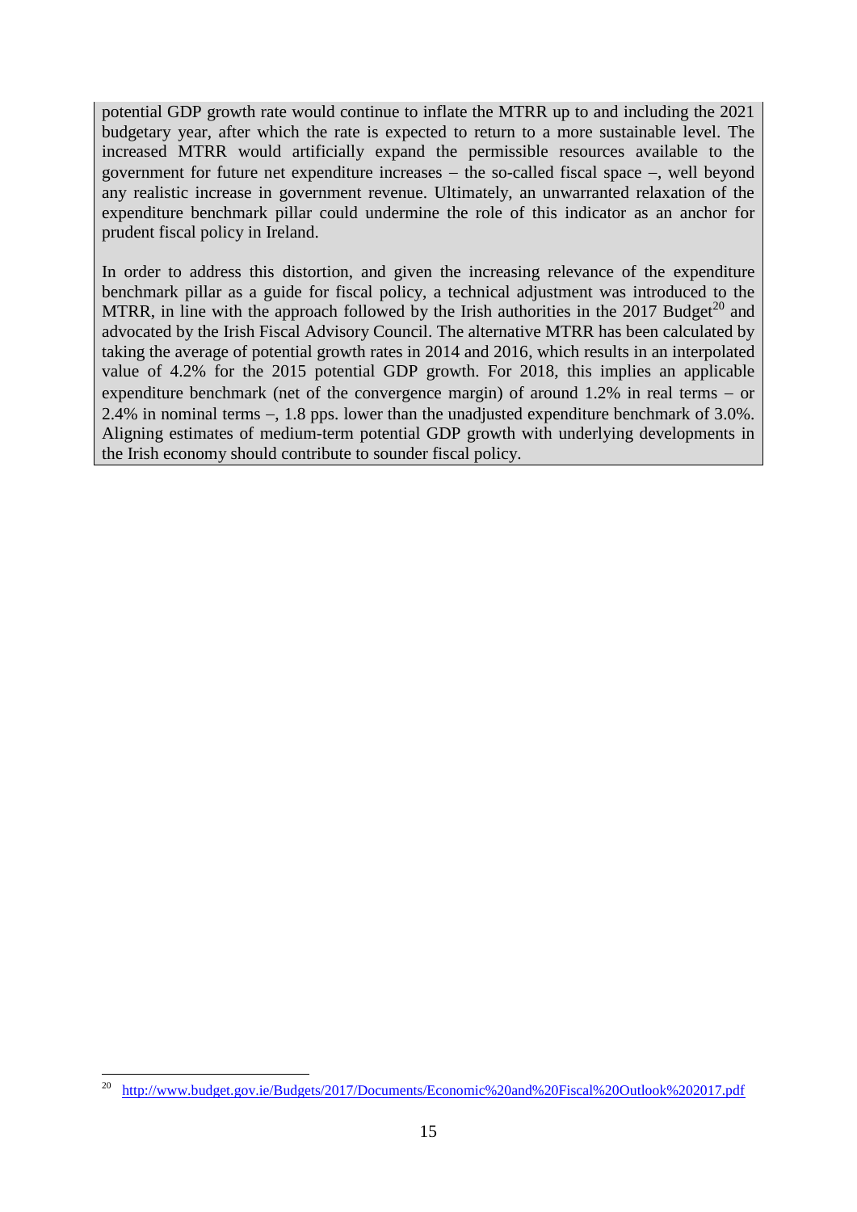potential GDP growth rate would continue to inflate the MTRR up to and including the 2021 budgetary year, after which the rate is expected to return to a more sustainable level. The increased MTRR would artificially expand the permissible resources available to the government for future net expenditure increases – the so-called fiscal space –, well beyond any realistic increase in government revenue. Ultimately, an unwarranted relaxation of the expenditure benchmark pillar could undermine the role of this indicator as an anchor for prudent fiscal policy in Ireland.

In order to address this distortion, and given the increasing relevance of the expenditure benchmark pillar as a guide for fiscal policy, a technical adjustment was introduced to the MTRR, in line with the approach followed by the Irish authorities in the 2017 Budget[20] and advocated by the Irish Fiscal Advisory Council. The alternative MTRR has been calculated by taking the average of potential growth rates in 2014 and 2016, which results in an interpolated value of 4.2% for the 2015 potential GDP growth. For 2018, this implies an applicable expenditure benchmark (net of the convergence margin) of around 1.2% in real terms – or 2.4% in nominal terms –, 1.8 pps. lower than the unadjusted expenditure benchmark of 3.0%. Aligning estimates of medium-term potential GDP growth with underlying developments in the Irish economy should contribute to sounder fiscal policy.

[20] http://www.budget.gov.ie/Budgets/2017/Documents/Economic%20and%20Fiscal%20Outlook%202017.pdf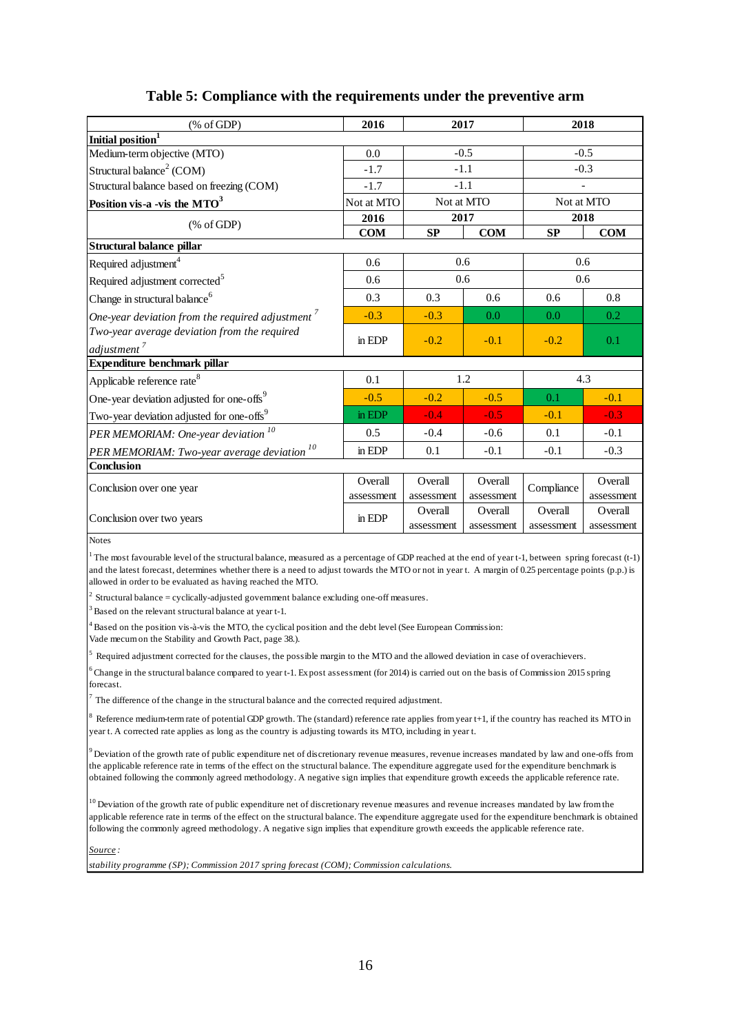## Table 5: Compliance with the requirements under the preventive arm

| (% of GDP) | 2016 | 2017 | | 2018 | |
|---|---|---|---|---|---|
| **Initial position[1]** | | | | | |
| Medium-term objective (MTO) | 0.0 | -0.5 | | -0.5 | |
| Structural balance[2] (COM) | -1.7 | -1.1 | | -0.3 | |
| Structural balance based on freezing (COM) | -1.7 | -1.1 | | - | |
| **Position vis-a -vis the MTO[3]** | Not at MTO | Not at MTO | | Not at MTO | |
| (% of GDP) | **2016** | **2017** | | **2018** | |
| | **COM** | **SP** | **COM** | **SP** | **COM** |
| **Structural balance pillar** | | | | | |
| Required adjustment[4] | 0.6 | 0.6 | | 0.6 | |
| Required adjustment corrected[5] | 0.6 | 0.6 | | 0.6 | |
| Change in structural balance[6] | 0.3 | 0.3 | 0.6 | 0.6 | 0.8 |
| *One-year deviation from the required adjustment [7]* | -0.3 | -0.3 | 0.0 | 0.0 | 0.2 |
| *Two-year average deviation from the required adjustment [7]* | in EDP | -0.2 | -0.1 | -0.2 | 0.1 |
| **Expenditure benchmark pillar** | | | | | |
| Applicable reference rate[8] | 0.1 | 1.2 | | 4.3 | |
| One-year deviation adjusted for one-offs[9] | -0.5 | -0.2 | -0.5 | 0.1 | -0.1 |
| Two-year deviation adjusted for one-offs[9] | in EDP | -0.4 | -0.5 | -0.1 | -0.3 |
| *PER MEMORIAM: One-year deviation [10]* | 0.5 | -0.4 | -0.6 | 0.1 | -0.1 |
| *PER MEMORIAM: Two-year average deviation [10]* | in EDP | 0.1 | -0.1 | -0.1 | -0.3 |
| **Conclusion** | | | | | |
| Conclusion over one year | Overall assessment | Overall assessment | Overall assessment | Compliance | Overall assessment |
| Conclusion over two years | in EDP | Overall assessment | Overall assessment | Overall assessment | Overall assessment |

Notes

[1] The most favourable level of the structural balance, measured as a percentage of GDP reached at the end of year t-1, between spring forecast (t-1) and the latest forecast, determines whether there is a need to adjust towards the MTO or not in year t. A margin of 0.25 percentage points (p.p.) is allowed in order to be evaluated as having reached the MTO.

[2] Structural balance = cyclically-adjusted government balance excluding one-off measures.

[3] Based on the relevant structural balance at year t-1.

[4] Based on the position vis-à-vis the MTO, the cyclical position and the debt level (See European Commission: Vade mecum on the Stability and Growth Pact, page 38.).

[5] Required adjustment corrected for the clauses, the possible margin to the MTO and the allowed deviation in case of overachievers.

[6] Change in the structural balance compared to year t-1. Ex post assessment (for 2014) is carried out on the basis of Commission 2015 spring forecast.

[7] The difference of the change in the structural balance and the corrected required adjustment.

[8] Reference medium-term rate of potential GDP growth. The (standard) reference rate applies from year t+1, if the country has reached its MTO in year t. A corrected rate applies as long as the country is adjusting towards its MTO, including in year t.

[9] Deviation of the growth rate of public expenditure net of discretionary revenue measures, revenue increases mandated by law and one-offs from the applicable reference rate in terms of the effect on the structural balance. The expenditure aggregate used for the expenditure benchmark is obtained following the commonly agreed methodology. A negative sign implies that expenditure growth exceeds the applicable reference rate.

[10] Deviation of the growth rate of public expenditure net of discretionary revenue measures and revenue increases mandated by law from the applicable reference rate in terms of the effect on the structural balance. The expenditure aggregate used for the expenditure benchmark is obtained following the commonly agreed methodology. A negative sign implies that expenditure growth exceeds the applicable reference rate.

*Source :*

*stability programme (SP); Commission 2017 spring forecast (COM); Commission calculations.*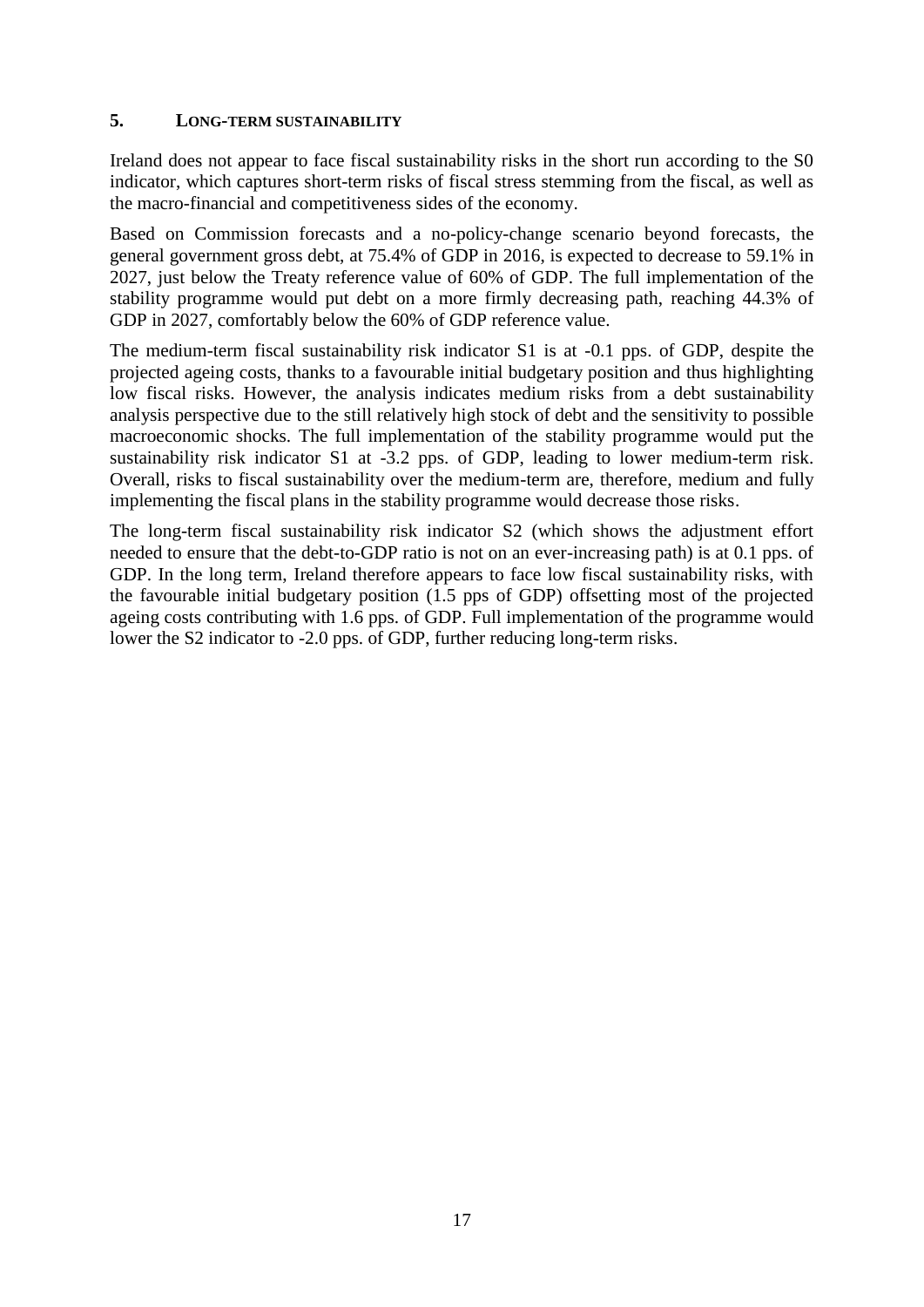## 5. LONG-TERM SUSTAINABILITY

Ireland does not appear to face fiscal sustainability risks in the short run according to the S0 indicator, which captures short-term risks of fiscal stress stemming from the fiscal, as well as the macro-financial and competitiveness sides of the economy.

Based on Commission forecasts and a no-policy-change scenario beyond forecasts, the general government gross debt, at 75.4% of GDP in 2016, is expected to decrease to 59.1% in 2027, just below the Treaty reference value of 60% of GDP. The full implementation of the stability programme would put debt on a more firmly decreasing path, reaching 44.3% of GDP in 2027, comfortably below the 60% of GDP reference value.

The medium-term fiscal sustainability risk indicator S1 is at -0.1 pps. of GDP, despite the projected ageing costs, thanks to a favourable initial budgetary position and thus highlighting low fiscal risks. However, the analysis indicates medium risks from a debt sustainability analysis perspective due to the still relatively high stock of debt and the sensitivity to possible macroeconomic shocks. The full implementation of the stability programme would put the sustainability risk indicator S1 at -3.2 pps. of GDP, leading to lower medium-term risk. Overall, risks to fiscal sustainability over the medium-term are, therefore, medium and fully implementing the fiscal plans in the stability programme would decrease those risks.

The long-term fiscal sustainability risk indicator S2 (which shows the adjustment effort needed to ensure that the debt-to-GDP ratio is not on an ever-increasing path) is at 0.1 pps. of GDP. In the long term, Ireland therefore appears to face low fiscal sustainability risks, with the favourable initial budgetary position (1.5 pps of GDP) offsetting most of the projected ageing costs contributing with 1.6 pps. of GDP. Full implementation of the programme would lower the S2 indicator to -2.0 pps. of GDP, further reducing long-term risks.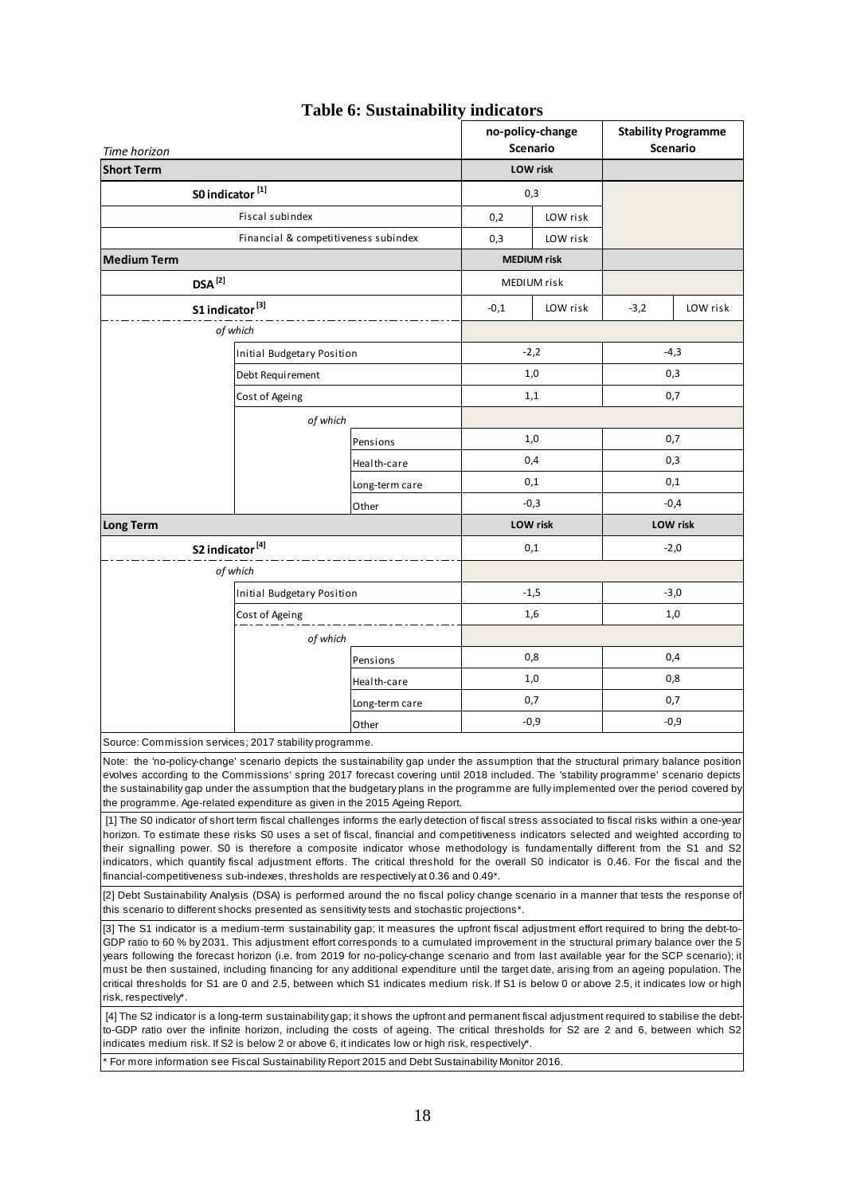# Table 6: Sustainability indicators

| Time horizon | | | no-policy-change Scenario | | Stability Programme Scenario | |
|---|---|---|---|---|---|---|
| **Short Term** | | | **LOW risk** | | | |
| **S0 indicator [1]** | | | 0,3 | | | |
| | Fiscal subindex | | 0,2 | LOW risk | | |
| | Financial & competitiveness subindex | | 0,3 | LOW risk | | |
| **Medium Term** | | | **MEDIUM risk** | | | |
| **DSA [2]** | | | MEDIUM risk | | | |
| **S1 indicator [3]** | | | -0,1 | LOW risk | -3,2 | LOW risk |
| *of which* | | | | | | |
| | Initial Budgetary Position | | -2,2 | | -4,3 | |
| | Debt Requirement | | 1,0 | | 0,3 | |
| | Cost of Ageing | | 1,1 | | 0,7 | |
| | *of which* | | | | | |
| | | Pensions | 1,0 | | 0,7 | |
| | | Health-care | 0,4 | | 0,3 | |
| | | Long-term care | 0,1 | | 0,1 | |
| | | Other | -0,3 | | -0,4 | |
| **Long Term** | | | **LOW risk** | | **LOW risk** | |
| **S2 indicator [4]** | | | 0,1 | | -2,0 | |
| *of which* | | | | | | |
| | Initial Budgetary Position | | -1,5 | | -3,0 | |
| | Cost of Ageing | | 1,6 | | 1,0 | |
| | *of which* | | | | | |
| | | Pensions | 0,8 | | 0,4 | |
| | | Health-care | 1,0 | | 0,8 | |
| | | Long-term care | 0,7 | | 0,7 | |
| | | Other | -0,9 | | -0,9 | |

Source: Commission services; 2017 stability programme.

Note: the 'no-policy-change' scenario depicts the sustainability gap under the assumption that the structural primary balance position evolves according to the Commissions' spring 2017 forecast covering until 2018 included. The 'stability programme' scenario depicts the sustainability gap under the assumption that the budgetary plans in the programme are fully implemented over the period covered by the programme. Age-related expenditure as given in the 2015 Ageing Report.

[1] The S0 indicator of short term fiscal challenges informs the early detection of fiscal stress associated to fiscal risks within a one-year horizon. To estimate these risks S0 uses a set of fiscal, financial and competitiveness indicators selected and weighted according to their signalling power. S0 is therefore a composite indicator whose methodology is fundamentally different from the S1 and S2 indicators, which quantify fiscal adjustment efforts. The critical threshold for the overall S0 indicator is 0.46. For the fiscal and the financial-competitiveness sub-indexes, thresholds are respectively at 0.36 and 0.49*.

[2] Debt Sustainability Analysis (DSA) is performed around the no fiscal policy change scenario in a manner that tests the response of this scenario to different shocks presented as sensitivity tests and stochastic projections*.

[3] The S1 indicator is a medium-term sustainability gap; it measures the upfront fiscal adjustment effort required to bring the debt-to-GDP ratio to 60 % by 2031. This adjustment effort corresponds to a cumulated improvement in the structural primary balance over the 5 years following the forecast horizon (i.e. from 2019 for no-policy-change scenario and from last available year for the SCP scenario); it must be then sustained, including financing for any additional expenditure until the target date, arising from an ageing population. The critical thresholds for S1 are 0 and 2.5, between which S1 indicates medium risk. If S1 is below 0 or above 2.5, it indicates low or high risk, respectively*.

[4] The S2 indicator is a long-term sustainability gap; it shows the upfront and permanent fiscal adjustment required to stabilise the debt-to-GDP ratio over the infinite horizon, including the costs of ageing. The critical thresholds for S2 are 2 and 6, between which S2 indicates medium risk. If S2 is below 2 or above 6, it indicates low or high risk, respectively*.

* For more information see Fiscal Sustainability Report 2015 and Debt Sustainability Monitor 2016.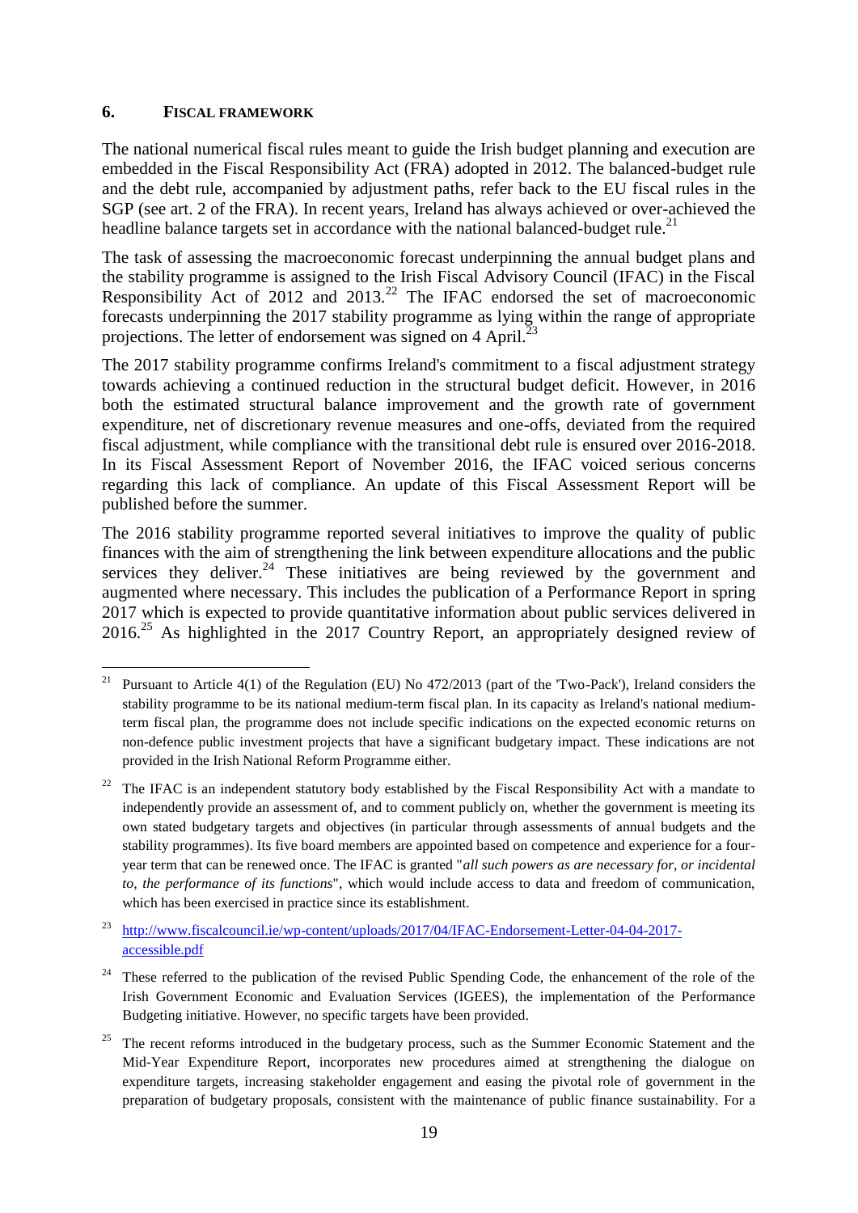## 6. FISCAL FRAMEWORK

The national numerical fiscal rules meant to guide the Irish budget planning and execution are embedded in the Fiscal Responsibility Act (FRA) adopted in 2012. The balanced-budget rule and the debt rule, accompanied by adjustment paths, refer back to the EU fiscal rules in the SGP (see art. 2 of the FRA). In recent years, Ireland has always achieved or over-achieved the headline balance targets set in accordance with the national balanced-budget rule.[21]

The task of assessing the macroeconomic forecast underpinning the annual budget plans and the stability programme is assigned to the Irish Fiscal Advisory Council (IFAC) in the Fiscal Responsibility Act of 2012 and 2013.[22] The IFAC endorsed the set of macroeconomic forecasts underpinning the 2017 stability programme as lying within the range of appropriate projections. The letter of endorsement was signed on 4 April.[23]

The 2017 stability programme confirms Ireland's commitment to a fiscal adjustment strategy towards achieving a continued reduction in the structural budget deficit. However, in 2016 both the estimated structural balance improvement and the growth rate of government expenditure, net of discretionary revenue measures and one-offs, deviated from the required fiscal adjustment, while compliance with the transitional debt rule is ensured over 2016-2018. In its Fiscal Assessment Report of November 2016, the IFAC voiced serious concerns regarding this lack of compliance. An update of this Fiscal Assessment Report will be published before the summer.

The 2016 stability programme reported several initiatives to improve the quality of public finances with the aim of strengthening the link between expenditure allocations and the public services they deliver.[24] These initiatives are being reviewed by the government and augmented where necessary. This includes the publication of a Performance Report in spring 2017 which is expected to provide quantitative information about public services delivered in 2016.[25] As highlighted in the 2017 Country Report, an appropriately designed review of

---

[21] Pursuant to Article 4(1) of the Regulation (EU) No 472/2013 (part of the 'Two-Pack'), Ireland considers the stability programme to be its national medium-term fiscal plan. In its capacity as Ireland's national medium-term fiscal plan, the programme does not include specific indications on the expected economic returns on non-defence public investment projects that have a significant budgetary impact. These indications are not provided in the Irish National Reform Programme either.

[22] The IFAC is an independent statutory body established by the Fiscal Responsibility Act with a mandate to independently provide an assessment of, and to comment publicly on, whether the government is meeting its own stated budgetary targets and objectives (in particular through assessments of annual budgets and the stability programmes). Its five board members are appointed based on competence and experience for a four-year term that can be renewed once. The IFAC is granted "*all such powers as are necessary for, or incidental to, the performance of its functions*", which would include access to data and freedom of communication, which has been exercised in practice since its establishment.

[23] http://www.fiscalcouncil.ie/wp-content/uploads/2017/04/IFAC-Endorsement-Letter-04-04-2017-accessible.pdf

[24] These referred to the publication of the revised Public Spending Code, the enhancement of the role of the Irish Government Economic and Evaluation Services (IGEES), the implementation of the Performance Budgeting initiative. However, no specific targets have been provided.

[25] The recent reforms introduced in the budgetary process, such as the Summer Economic Statement and the Mid-Year Expenditure Report, incorporates new procedures aimed at strengthening the dialogue on expenditure targets, increasing stakeholder engagement and easing the pivotal role of government in the preparation of budgetary proposals, consistent with the maintenance of public finance sustainability. For a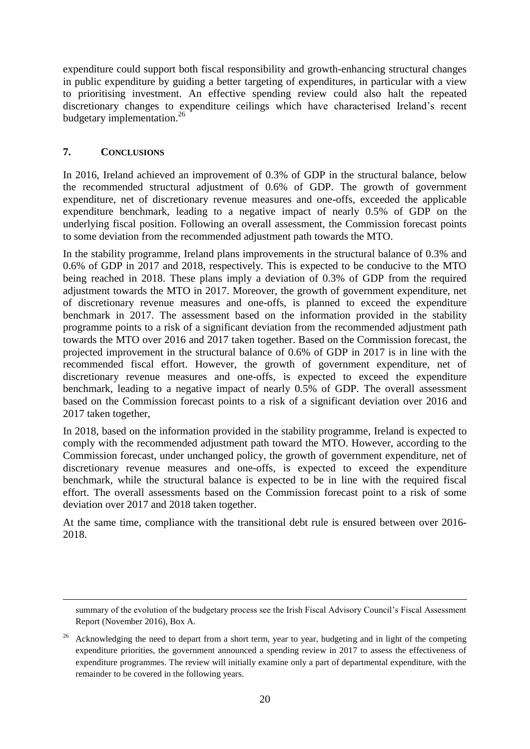expenditure could support both fiscal responsibility and growth-enhancing structural changes in public expenditure by guiding a better targeting of expenditures, in particular with a view to prioritising investment. An effective spending review could also halt the repeated discretionary changes to expenditure ceilings which have characterised Ireland's recent budgetary implementation.[26]

## 7. CONCLUSIONS

In 2016, Ireland achieved an improvement of 0.3% of GDP in the structural balance, below the recommended structural adjustment of 0.6% of GDP. The growth of government expenditure, net of discretionary revenue measures and one-offs, exceeded the applicable expenditure benchmark, leading to a negative impact of nearly 0.5% of GDP on the underlying fiscal position. Following an overall assessment, the Commission forecast points to some deviation from the recommended adjustment path towards the MTO.

In the stability programme, Ireland plans improvements in the structural balance of 0.3% and 0.6% of GDP in 2017 and 2018, respectively. This is expected to be conducive to the MTO being reached in 2018. These plans imply a deviation of 0.3% of GDP from the required adjustment towards the MTO in 2017. Moreover, the growth of government expenditure, net of discretionary revenue measures and one-offs, is planned to exceed the expenditure benchmark in 2017. The assessment based on the information provided in the stability programme points to a risk of a significant deviation from the recommended adjustment path towards the MTO over 2016 and 2017 taken together. Based on the Commission forecast, the projected improvement in the structural balance of 0.6% of GDP in 2017 is in line with the recommended fiscal effort. However, the growth of government expenditure, net of discretionary revenue measures and one-offs, is expected to exceed the expenditure benchmark, leading to a negative impact of nearly 0.5% of GDP. The overall assessment based on the Commission forecast points to a risk of a significant deviation over 2016 and 2017 taken together,

In 2018, based on the information provided in the stability programme, Ireland is expected to comply with the recommended adjustment path toward the MTO. However, according to the Commission forecast, under unchanged policy, the growth of government expenditure, net of discretionary revenue measures and one-offs, is expected to exceed the expenditure benchmark, while the structural balance is expected to be in line with the required fiscal effort. The overall assessments based on the Commission forecast point to a risk of some deviation over 2017 and 2018 taken together.

At the same time, compliance with the transitional debt rule is ensured between over 2016-2018.

---

summary of the evolution of the budgetary process see the Irish Fiscal Advisory Council's Fiscal Assessment Report (November 2016), Box A.

[26] Acknowledging the need to depart from a short term, year to year, budgeting and in light of the competing expenditure priorities, the government announced a spending review in 2017 to assess the effectiveness of expenditure programmes. The review will initially examine only a part of departmental expenditure, with the remainder to be covered in the following years.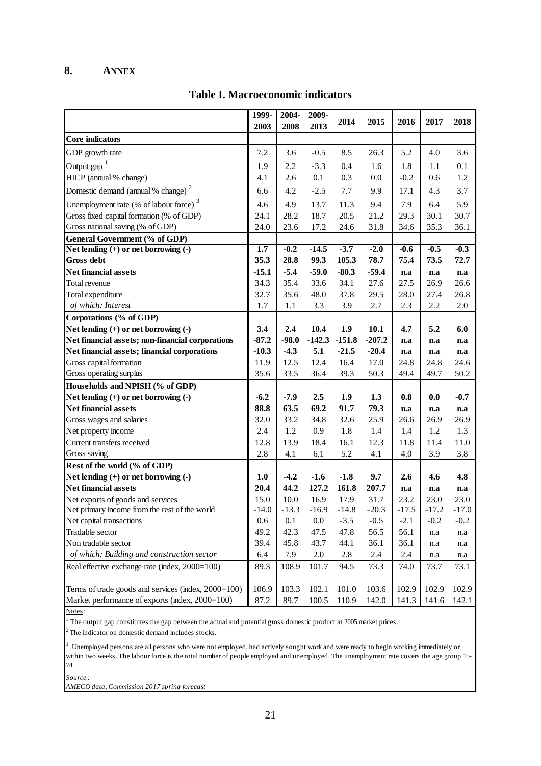## 8. ANNEX

**Table I. Macroeconomic indicators**

| | 1999-2003 | 2004-2008 | 2009-2013 | 2014 | 2015 | 2016 | 2017 | 2018 |
|---|---|---|---|---|---|---|---|---|
| **Core indicators** | | | | | | | | |
| GDP growth rate | 7.2 | 3.6 | -0.5 | 8.5 | 26.3 | 5.2 | 4.0 | 3.6 |
| Output gap [1] | 1.9 | 2.2 | -3.3 | 0.4 | 1.6 | 1.8 | 1.1 | 0.1 |
| HICP (annual % change) | 4.1 | 2.6 | 0.1 | 0.3 | 0.0 | -0.2 | 0.6 | 1.2 |
| Domestic demand (annual % change) [2] | 6.6 | 4.2 | -2.5 | 7.7 | 9.9 | 17.1 | 4.3 | 3.7 |
| Unemployment rate (% of labour force) [3] | 4.6 | 4.9 | 13.7 | 11.3 | 9.4 | 7.9 | 6.4 | 5.9 |
| Gross fixed capital formation (% of GDP) | 24.1 | 28.2 | 18.7 | 20.5 | 21.2 | 29.3 | 30.1 | 30.7 |
| Gross national saving (% of GDP) | 24.0 | 23.6 | 17.2 | 24.6 | 31.8 | 34.6 | 35.3 | 36.1 |
| **General Government (% of GDP)** | | | | | | | | |
| **Net lending (+) or net borrowing (-)** | **1.7** | **-0.2** | **-14.5** | **-3.7** | **-2.0** | **-0.6** | **-0.5** | **-0.3** |
| **Gross debt** | **35.3** | **28.8** | **99.3** | **105.3** | **78.7** | **75.4** | **73.5** | **72.7** |
| **Net financial assets** | **-15.1** | **-5.4** | **-59.0** | **-80.3** | **-59.4** | **n.a** | **n.a** | **n.a** |
| Total revenue | 34.3 | 35.4 | 33.6 | 34.1 | 27.6 | 27.5 | 26.9 | 26.6 |
| Total expenditure | 32.7 | 35.6 | 48.0 | 37.8 | 29.5 | 28.0 | 27.4 | 26.8 |
| *of which: Interest* | 1.7 | 1.1 | 3.3 | 3.9 | 2.7 | 2.3 | 2.2 | 2.0 |
| **Corporations (% of GDP)** | | | | | | | | |
| **Net lending (+) or net borrowing (-)** | **3.4** | **2.4** | **10.4** | **1.9** | **10.1** | **4.7** | **5.2** | **6.0** |
| **Net financial assets; non-financial corporations** | **-87.2** | **-98.0** | **-142.3** | **-151.8** | **-207.2** | **n.a** | **n.a** | **n.a** |
| **Net financial assets; financial corporations** | **-10.3** | **-4.3** | **5.1** | **-21.5** | **-20.4** | **n.a** | **n.a** | **n.a** |
| Gross capital formation | 11.9 | 12.5 | 12.4 | 16.4 | 17.0 | 24.8 | 24.8 | 24.6 |
| Gross operating surplus | 35.6 | 33.5 | 36.4 | 39.3 | 50.3 | 49.4 | 49.7 | 50.2 |
| **Households and NPISH (% of GDP)** | | | | | | | | |
| **Net lending (+) or net borrowing (-)** | **-6.2** | **-7.9** | **2.5** | **1.9** | **1.3** | **0.8** | **0.0** | **-0.7** |
| **Net financial assets** | **88.8** | **63.5** | **69.2** | **91.7** | **79.3** | **n.a** | **n.a** | **n.a** |
| Gross wages and salaries | 32.0 | 33.2 | 34.8 | 32.6 | 25.9 | 26.6 | 26.9 | 26.9 |
| Net property income | 2.4 | 1.2 | 0.9 | 1.8 | 1.4 | 1.4 | 1.2 | 1.3 |
| Current transfers received | 12.8 | 13.9 | 18.4 | 16.1 | 12.3 | 11.8 | 11.4 | 11.0 |
| Gross saving | 2.8 | 4.1 | 6.1 | 5.2 | 4.1 | 4.0 | 3.9 | 3.8 |
| **Rest of the world (% of GDP)** | | | | | | | | |
| **Net lending (+) or net borrowing (-)** | **1.0** | **-4.2** | **-1.6** | **-1.8** | **9.7** | **2.6** | **4.6** | **4.8** |
| **Net financial assets** | **20.4** | **44.2** | **127.2** | **161.8** | **207.7** | **n.a** | **n.a** | **n.a** |
| Net exports of goods and services | 15.0 | 10.0 | 16.9 | 17.9 | 31.7 | 23.2 | 23.0 | 23.0 |
| Net primary income from the rest of the world | -14.0 | -13.3 | -16.9 | -14.8 | -20.3 | -17.5 | -17.2 | -17.0 |
| Net capital transactions | 0.6 | 0.1 | 0.0 | -3.5 | -0.5 | -2.1 | -0.2 | -0.2 |
| Tradable sector | 49.2 | 42.3 | 47.5 | 47.8 | 56.5 | 56.1 | n.a | n.a |
| Non tradable sector | 39.4 | 45.8 | 43.7 | 44.1 | 36.1 | 36.1 | n.a | n.a |
| *of which: Building and construction sector* | 6.4 | 7.9 | 2.0 | 2.8 | 2.4 | 2.4 | n.a | n.a |
| Real effective exchange rate (index, 2000=100) | 89.3 | 108.9 | 101.7 | 94.5 | 73.3 | 74.0 | 73.7 | 73.1 |
| Terms of trade goods and services (index, 2000=100) | 106.9 | 103.3 | 102.1 | 101.0 | 103.6 | 102.9 | 102.9 | 102.9 |
| Market performance of exports (index, 2000=100) | 87.2 | 89.7 | 100.5 | 110.9 | 142.0 | 141.3 | 141.6 | 142.1 |

Notes:

[1] The output gap constitutes the gap between the actual and potential gross domestic product at 2005 market prices.

[2] The indicator on domestic demand includes stocks.

[3] Unemployed persons are all persons who were not employed, had actively sought work and were ready to begin working immediately or within two weeks. The labour force is the total number of people employed and unemployed. The unemployment rate covers the age group 15-74.

*Source :*
*AMECO data, Commission 2017 spring forecast*